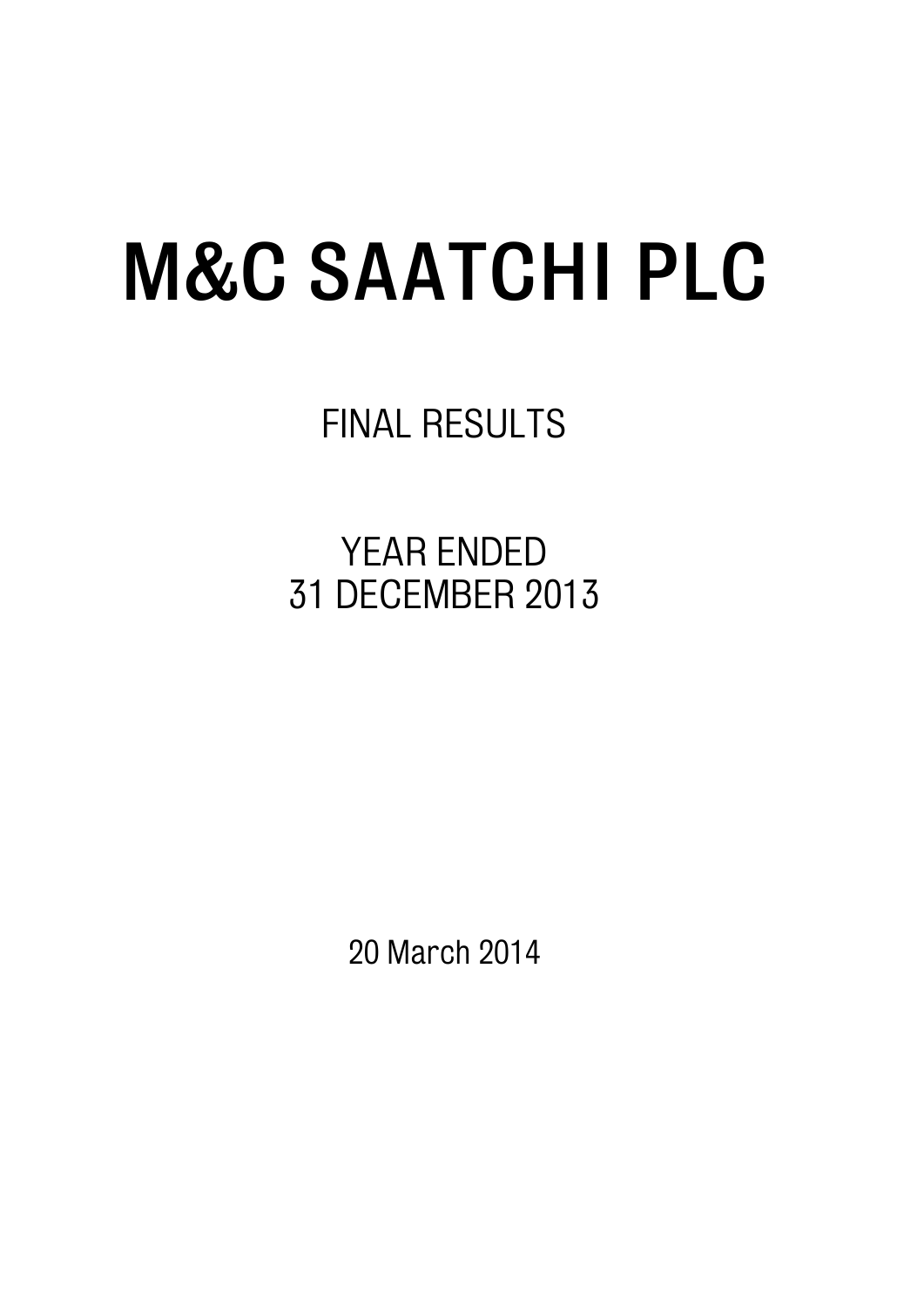# M&C SAATCHI PLC

FINAL RESULTS

YEAR ENDED
31 DECEMBER 2013

20 March 2014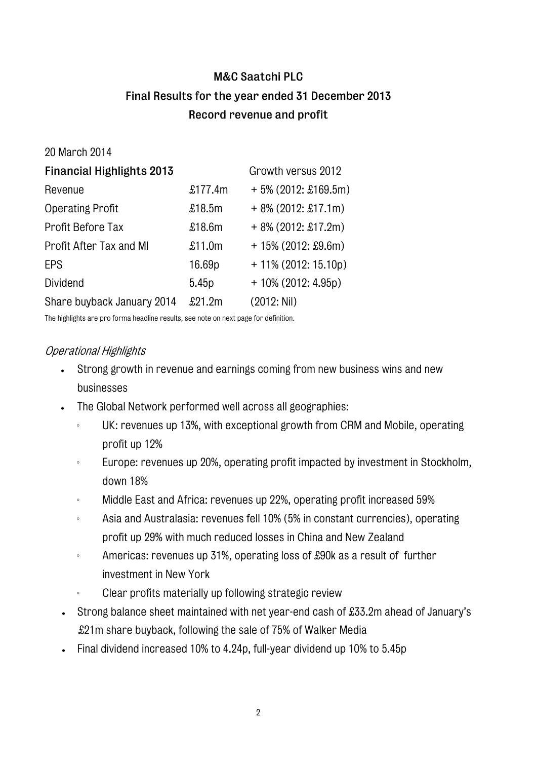# M&C Saatchi PLC

## Final Results for the year ended 31 December 2013

## Record revenue and profit

20 March 2014

| **Financial Highlights 2013** | | Growth versus 2012 |
|---|---|---|
| Revenue | £177.4m | + 5% (2012: £169.5m) |
| Operating Profit | £18.5m | + 8% (2012: £17.1m) |
| Profit Before Tax | £18.6m | + 8% (2012: £17.2m) |
| Profit After Tax and MI | £11.0m | + 15% (2012: £9.6m) |
| EPS | 16.69p | + 11% (2012: 15.10p) |
| Dividend | 5.45p | + 10% (2012: 4.95p) |
| Share buyback January 2014 | £21.2m | (2012: Nil) |

The highlights are pro forma headline results, see note on next page for definition.

*Operational Highlights*

- Strong growth in revenue and earnings coming from new business wins and new businesses
- The Global Network performed well across all geographies:
  - UK: revenues up 13%, with exceptional growth from CRM and Mobile, operating profit up 12%
  - Europe: revenues up 20%, operating profit impacted by investment in Stockholm, down 18%
  - Middle East and Africa: revenues up 22%, operating profit increased 59%
  - Asia and Australasia: revenues fell 10% (5% in constant currencies), operating profit up 29% with much reduced losses in China and New Zealand
  - Americas: revenues up 31%, operating loss of £90k as a result of further investment in New York
  - Clear profits materially up following strategic review
- Strong balance sheet maintained with net year-end cash of £33.2m ahead of January's £21m share buyback, following the sale of 75% of Walker Media
- Final dividend increased 10% to 4.24p, full-year dividend up 10% to 5.45p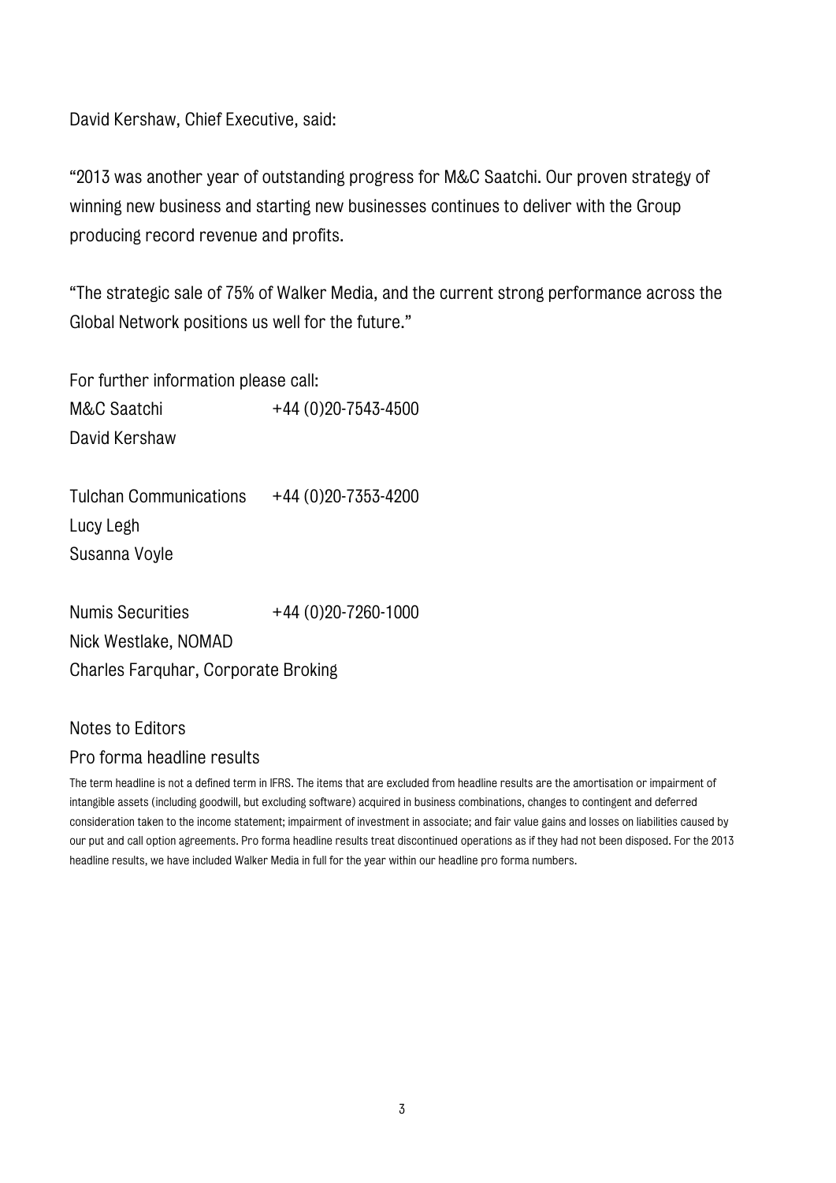David Kershaw, Chief Executive, said:

"2013 was another year of outstanding progress for M&C Saatchi. Our proven strategy of winning new business and starting new businesses continues to deliver with the Group producing record revenue and profits.

"The strategic sale of 75% of Walker Media, and the current strong performance across the Global Network positions us well for the future."

For further information please call:

M&C Saatchi +44 (0)20-7543-4500
David Kershaw

Tulchan Communications +44 (0)20-7353-4200
Lucy Legh
Susanna Voyle

Numis Securities +44 (0)20-7260-1000
Nick Westlake, NOMAD
Charles Farquhar, Corporate Broking

## Notes to Editors

### Pro forma headline results

The term headline is not a defined term in IFRS. The items that are excluded from headline results are the amortisation or impairment of intangible assets (including goodwill, but excluding software) acquired in business combinations, changes to contingent and deferred consideration taken to the income statement; impairment of investment in associate; and fair value gains and losses on liabilities caused by our put and call option agreements. Pro forma headline results treat discontinued operations as if they had not been disposed. For the 2013 headline results, we have included Walker Media in full for the year within our headline pro forma numbers.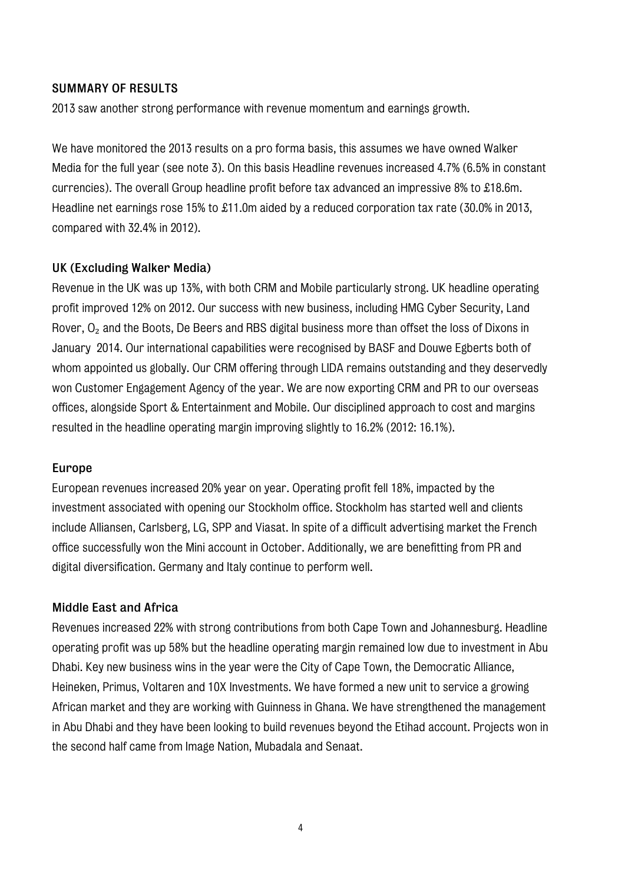## SUMMARY OF RESULTS

2013 saw another strong performance with revenue momentum and earnings growth.

We have monitored the 2013 results on a pro forma basis, this assumes we have owned Walker Media for the full year (see note 3). On this basis Headline revenues increased 4.7% (6.5% in constant currencies). The overall Group headline profit before tax advanced an impressive 8% to £18.6m. Headline net earnings rose 15% to £11.0m aided by a reduced corporation tax rate (30.0% in 2013, compared with 32.4% in 2012).

### UK (Excluding Walker Media)

Revenue in the UK was up 13%, with both CRM and Mobile particularly strong. UK headline operating profit improved 12% on 2012. Our success with new business, including HMG Cyber Security, Land Rover, $O_2$ and the Boots, De Beers and RBS digital business more than offset the loss of Dixons in January 2014. Our international capabilities were recognised by BASF and Douwe Egberts both of whom appointed us globally. Our CRM offering through LIDA remains outstanding and they deservedly won Customer Engagement Agency of the year. We are now exporting CRM and PR to our overseas offices, alongside Sport & Entertainment and Mobile. Our disciplined approach to cost and margins resulted in the headline operating margin improving slightly to 16.2% (2012: 16.1%).

### Europe

European revenues increased 20% year on year. Operating profit fell 18%, impacted by the investment associated with opening our Stockholm office. Stockholm has started well and clients include Alliansen, Carlsberg, LG, SPP and Viasat. In spite of a difficult advertising market the French office successfully won the Mini account in October. Additionally, we are benefitting from PR and digital diversification. Germany and Italy continue to perform well.

### Middle East and Africa

Revenues increased 22% with strong contributions from both Cape Town and Johannesburg. Headline operating profit was up 58% but the headline operating margin remained low due to investment in Abu Dhabi. Key new business wins in the year were the City of Cape Town, the Democratic Alliance, Heineken, Primus, Voltaren and 10X Investments. We have formed a new unit to service a growing African market and they are working with Guinness in Ghana. We have strengthened the management in Abu Dhabi and they have been looking to build revenues beyond the Etihad account. Projects won in the second half came from Image Nation, Mubadala and Senaat.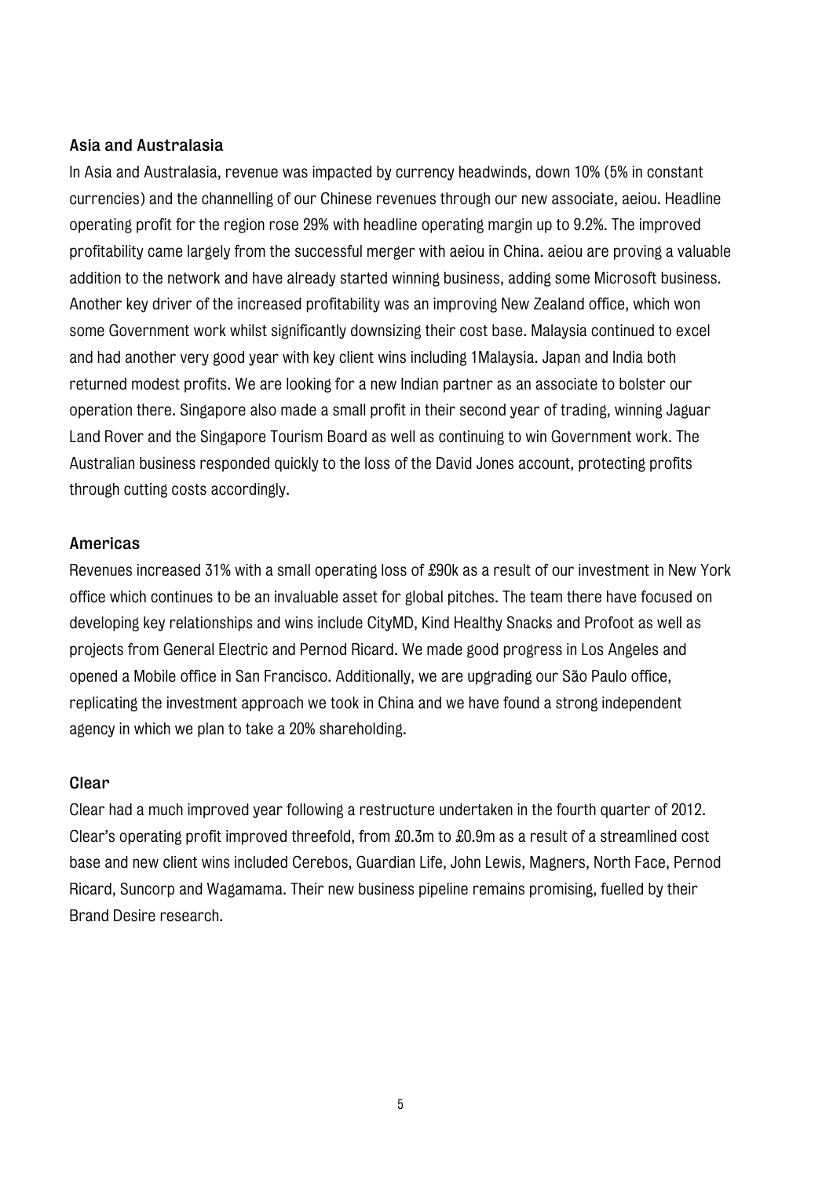### Asia and Australasia

In Asia and Australasia, revenue was impacted by currency headwinds, down 10% (5% in constant currencies) and the channelling of our Chinese revenues through our new associate, aeiou. Headline operating profit for the region rose 29% with headline operating margin up to 9.2%. The improved profitability came largely from the successful merger with aeiou in China. aeiou are proving a valuable addition to the network and have already started winning business, adding some Microsoft business. Another key driver of the increased profitability was an improving New Zealand office, which won some Government work whilst significantly downsizing their cost base. Malaysia continued to excel and had another very good year with key client wins including 1Malaysia. Japan and India both returned modest profits. We are looking for a new Indian partner as an associate to bolster our operation there. Singapore also made a small profit in their second year of trading, winning Jaguar Land Rover and the Singapore Tourism Board as well as continuing to win Government work. The Australian business responded quickly to the loss of the David Jones account, protecting profits through cutting costs accordingly.

### Americas

Revenues increased 31% with a small operating loss of £90k as a result of our investment in New York office which continues to be an invaluable asset for global pitches. The team there have focused on developing key relationships and wins include CityMD, Kind Healthy Snacks and Profoot as well as projects from General Electric and Pernod Ricard. We made good progress in Los Angeles and opened a Mobile office in San Francisco. Additionally, we are upgrading our São Paulo office, replicating the investment approach we took in China and we have found a strong independent agency in which we plan to take a 20% shareholding.

### Clear

Clear had a much improved year following a restructure undertaken in the fourth quarter of 2012. Clear's operating profit improved threefold, from £0.3m to £0.9m as a result of a streamlined cost base and new client wins included Cerebos, Guardian Life, John Lewis, Magners, North Face, Pernod Ricard, Suncorp and Wagamama. Their new business pipeline remains promising, fuelled by their Brand Desire research.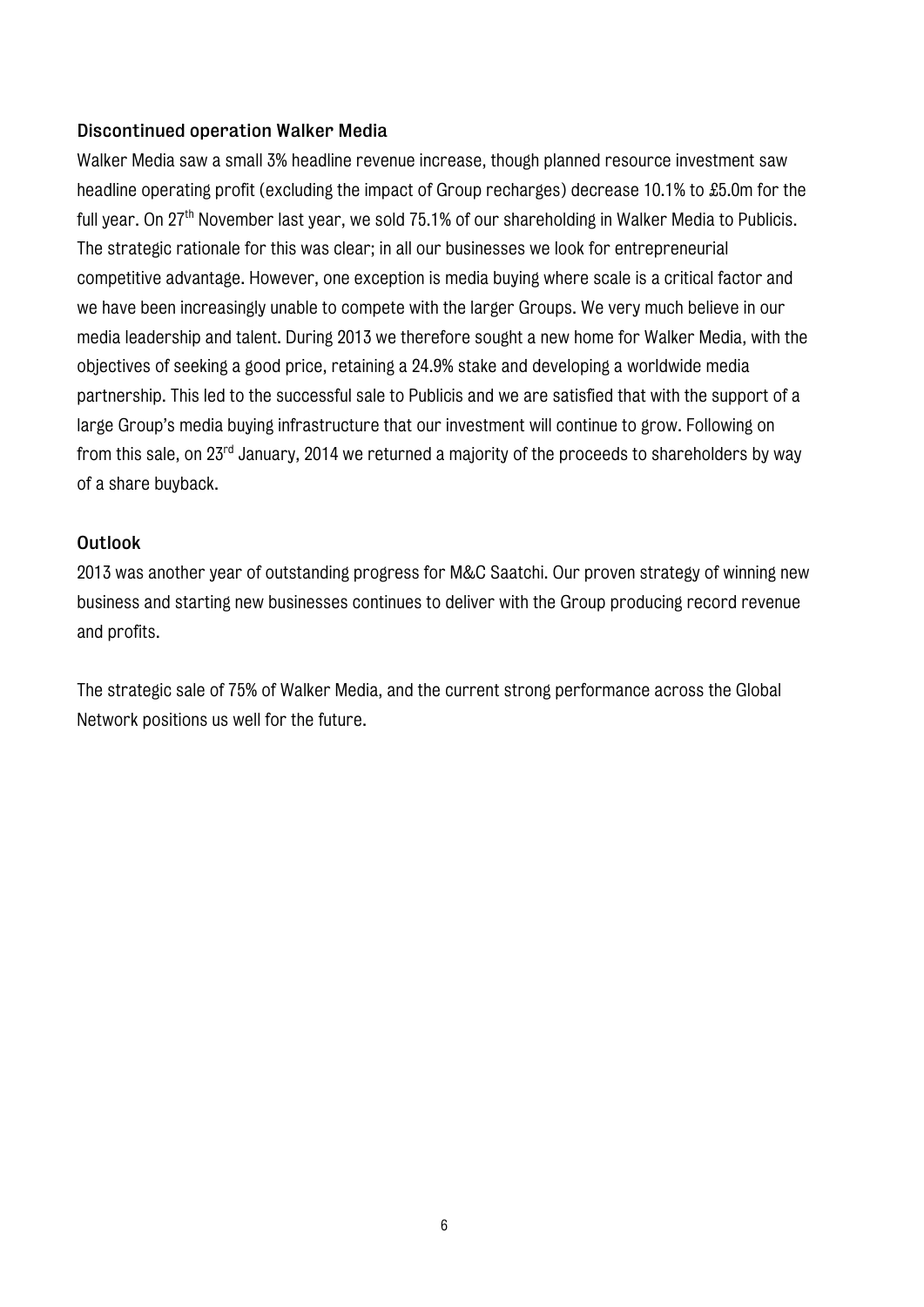### Discontinued operation Walker Media

Walker Media saw a small 3% headline revenue increase, though planned resource investment saw headline operating profit (excluding the impact of Group recharges) decrease 10.1% to £5.0m for the full year. On 27th November last year, we sold 75.1% of our shareholding in Walker Media to Publicis. The strategic rationale for this was clear; in all our businesses we look for entrepreneurial competitive advantage. However, one exception is media buying where scale is a critical factor and we have been increasingly unable to compete with the larger Groups. We very much believe in our media leadership and talent. During 2013 we therefore sought a new home for Walker Media, with the objectives of seeking a good price, retaining a 24.9% stake and developing a worldwide media partnership. This led to the successful sale to Publicis and we are satisfied that with the support of a large Group's media buying infrastructure that our investment will continue to grow. Following on from this sale, on 23rd January, 2014 we returned a majority of the proceeds to shareholders by way of a share buyback.

### Outlook

2013 was another year of outstanding progress for M&C Saatchi. Our proven strategy of winning new business and starting new businesses continues to deliver with the Group producing record revenue and profits.

The strategic sale of 75% of Walker Media, and the current strong performance across the Global Network positions us well for the future.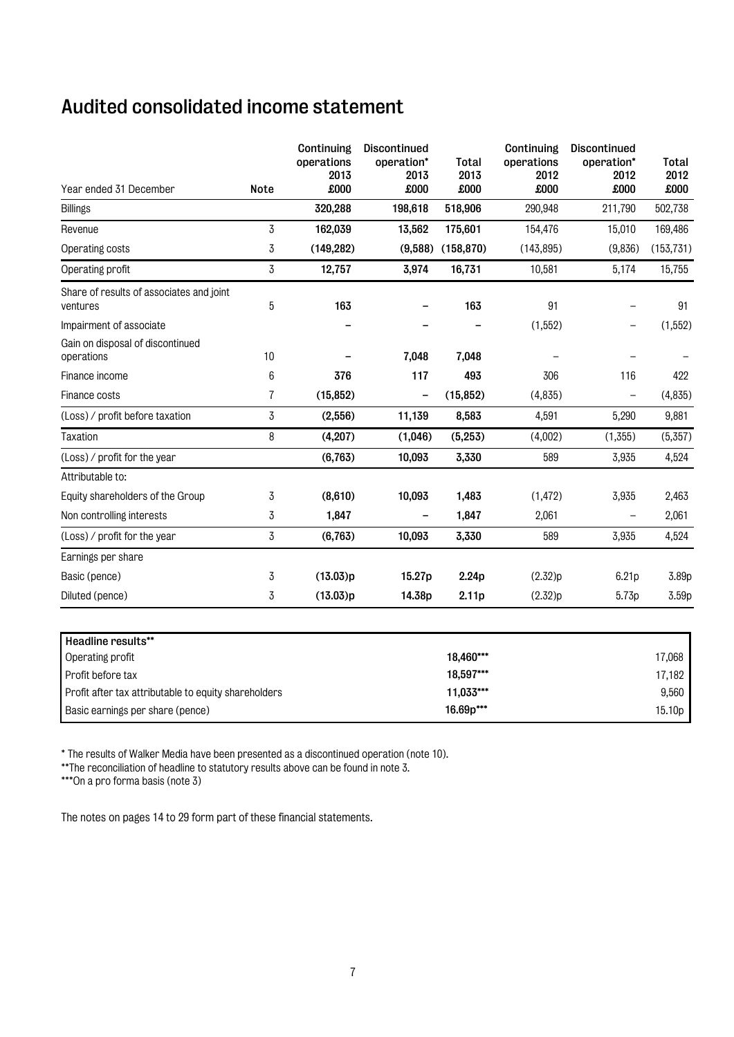# Audited consolidated income statement

| Year ended 31 December | Note | Continuing operations 2013 £000 | Discontinued operation* 2013 £000 | Total 2013 £000 | Continuing operations 2012 £000 | Discontinued operation* 2012 £000 | Total 2012 £000 |
|---|---|---|---|---|---|---|---|
| Billings | | **320,288** | **198,618** | **518,906** | 290,948 | 211,790 | 502,738 |
| Revenue | 3 | **162,039** | **13,562** | **175,601** | 154,476 | 15,010 | 169,486 |
| Operating costs | 3 | **(149,282)** | **(9,588)** | **(158,870)** | (143,895) | (9,836) | (153,731) |
| Operating profit | 3 | **12,757** | **3,974** | **16,731** | 10,581 | 5,174 | 15,755 |
| Share of results of associates and joint ventures | 5 | **163** | **–** | **163** | 91 | – | 91 |
| Impairment of associate | | **–** | **–** | **–** | (1,552) | – | (1,552) |
| Gain on disposal of discontinued operations | 10 | **–** | **7,048** | **7,048** | – | – | – |
| Finance income | 6 | **376** | **117** | **493** | 306 | 116 | 422 |
| Finance costs | 7 | **(15,852)** | **–** | **(15,852)** | (4,835) | – | (4,835) |
| (Loss) / profit before taxation | 3 | **(2,556)** | **11,139** | **8,583** | 4,591 | 5,290 | 9,881 |
| Taxation | 8 | **(4,207)** | **(1,046)** | **(5,253)** | (4,002) | (1,355) | (5,357) |
| (Loss) / profit for the year | | **(6,763)** | **10,093** | **3,330** | 589 | 3,935 | 4,524 |
| Attributable to: | | | | | | | |
| Equity shareholders of the Group | 3 | **(8,610)** | **10,093** | **1,483** | (1,472) | 3,935 | 2,463 |
| Non controlling interests | 3 | **1,847** | **–** | **1,847** | 2,061 | – | 2,061 |
| (Loss) / profit for the year | 3 | **(6,763)** | **10,093** | **3,330** | 589 | 3,935 | 4,524 |
| Earnings per share | | | | | | | |
| Basic (pence) | 3 | **(13.03)p** | **15.27p** | **2.24p** | (2.32)p | 6.21p | 3.89p |
| Diluted (pence) | 3 | **(13.03)p** | **14.38p** | **2.11p** | (2.32)p | 5.73p | 3.59p |

| Headline results** | 2013 | 2012 |
|---|---|---|
| Operating profit | **18,460***** | 17,068 |
| Profit before tax | **18,597***** | 17,182 |
| Profit after tax attributable to equity shareholders | **11,033***** | 9,560 |
| Basic earnings per share (pence) | **16.69p***** | 15.10p |

\* The results of Walker Media have been presented as a discontinued operation (note 10).

**The reconciliation of headline to statutory results above can be found in note 3.

***On a pro forma basis (note 3)

The notes on pages 14 to 29 form part of these financial statements.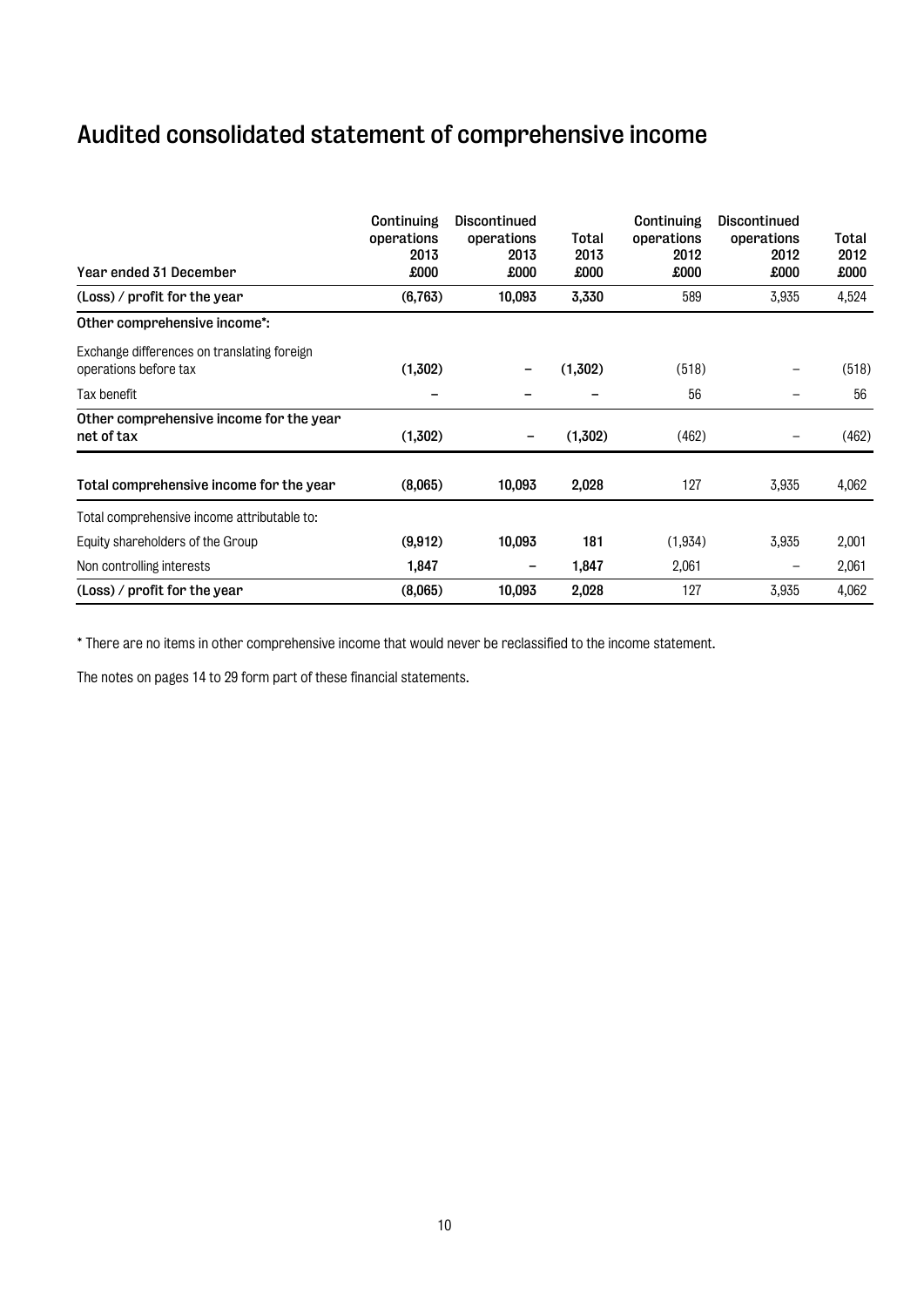# Audited consolidated statement of comprehensive income

| Year ended 31 December | Continuing operations 2013 £000 | Discontinued operations 2013 £000 | Total 2013 £000 | Continuing operations 2012 £000 | Discontinued operations 2012 £000 | Total 2012 £000 |
|---|---|---|---|---|---|---|
| **(Loss) / profit for the year** | **(6,763)** | **10,093** | **3,330** | 589 | 3,935 | 4,524 |
| **Other comprehensive income*:** | | | | | | |
| Exchange differences on translating foreign operations before tax | **(1,302)** | **–** | **(1,302)** | (518) | – | (518) |
| Tax benefit | **–** | **–** | **–** | 56 | – | 56 |
| **Other comprehensive income for the year net of tax** | **(1,302)** | **–** | **(1,302)** | (462) | – | (462) |
| **Total comprehensive income for the year** | **(8,065)** | **10,093** | **2,028** | 127 | 3,935 | 4,062 |
| Total comprehensive income attributable to: | | | | | | |
| Equity shareholders of the Group | **(9,912)** | **10,093** | **181** | (1,934) | 3,935 | 2,001 |
| Non controlling interests | **1,847** | **–** | **1,847** | 2,061 | – | 2,061 |
| **(Loss) / profit for the year** | **(8,065)** | **10,093** | **2,028** | 127 | 3,935 | 4,062 |

* There are no items in other comprehensive income that would never be reclassified to the income statement.

The notes on pages 14 to 29 form part of these financial statements.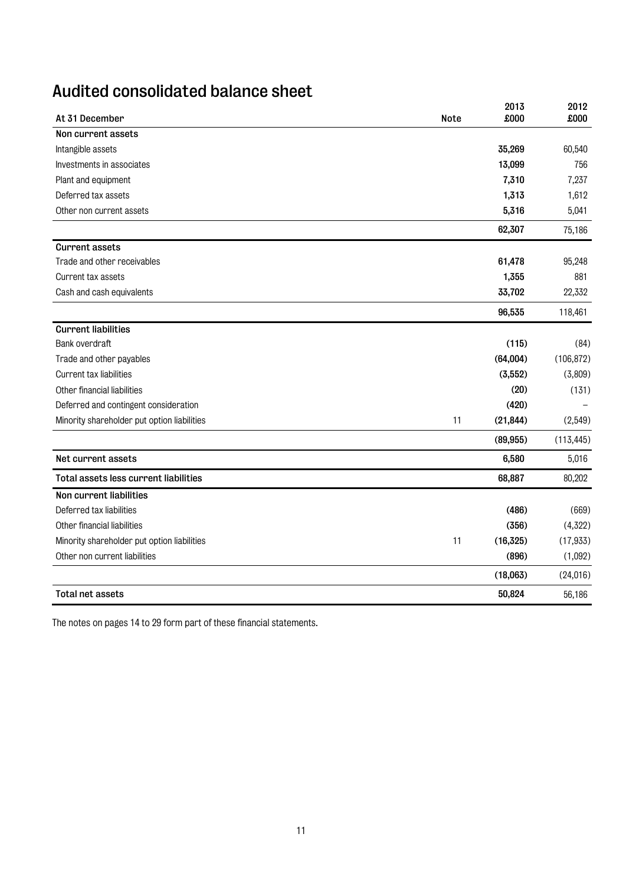# Audited consolidated balance sheet

| At 31 December | Note | 2013 £000 | 2012 £000 |
|---|---|---|---|
| **Non current assets** | | | |
| Intangible assets | | **35,269** | 60,540 |
| Investments in associates | | **13,099** | 756 |
| Plant and equipment | | **7,310** | 7,237 |
| Deferred tax assets | | **1,313** | 1,612 |
| Other non current assets | | **5,316** | 5,041 |
| | | **62,307** | 75,186 |
| **Current assets** | | | |
| Trade and other receivables | | **61,478** | 95,248 |
| Current tax assets | | **1,355** | 881 |
| Cash and cash equivalents | | **33,702** | 22,332 |
| | | **96,535** | 118,461 |
| **Current liabilities** | | | |
| Bank overdraft | | **(115)** | (84) |
| Trade and other payables | | **(64,004)** | (106,872) |
| Current tax liabilities | | **(3,552)** | (3,809) |
| Other financial liabilities | | **(20)** | (131) |
| Deferred and contingent consideration | | **(420)** | – |
| Minority shareholder put option liabilities | 11 | **(21,844)** | (2,549) |
| | | **(89,955)** | (113,445) |
| **Net current assets** | | **6,580** | 5,016 |
| **Total assets less current liabilities** | | **68,887** | 80,202 |
| **Non current liabilities** | | | |
| Deferred tax liabilities | | **(486)** | (669) |
| Other financial liabilities | | **(356)** | (4,322) |
| Minority shareholder put option liabilities | 11 | **(16,325)** | (17,933) |
| Other non current liabilities | | **(896)** | (1,092) |
| | | **(18,063)** | (24,016) |
| **Total net assets** | | **50,824** | 56,186 |

The notes on pages 14 to 29 form part of these financial statements.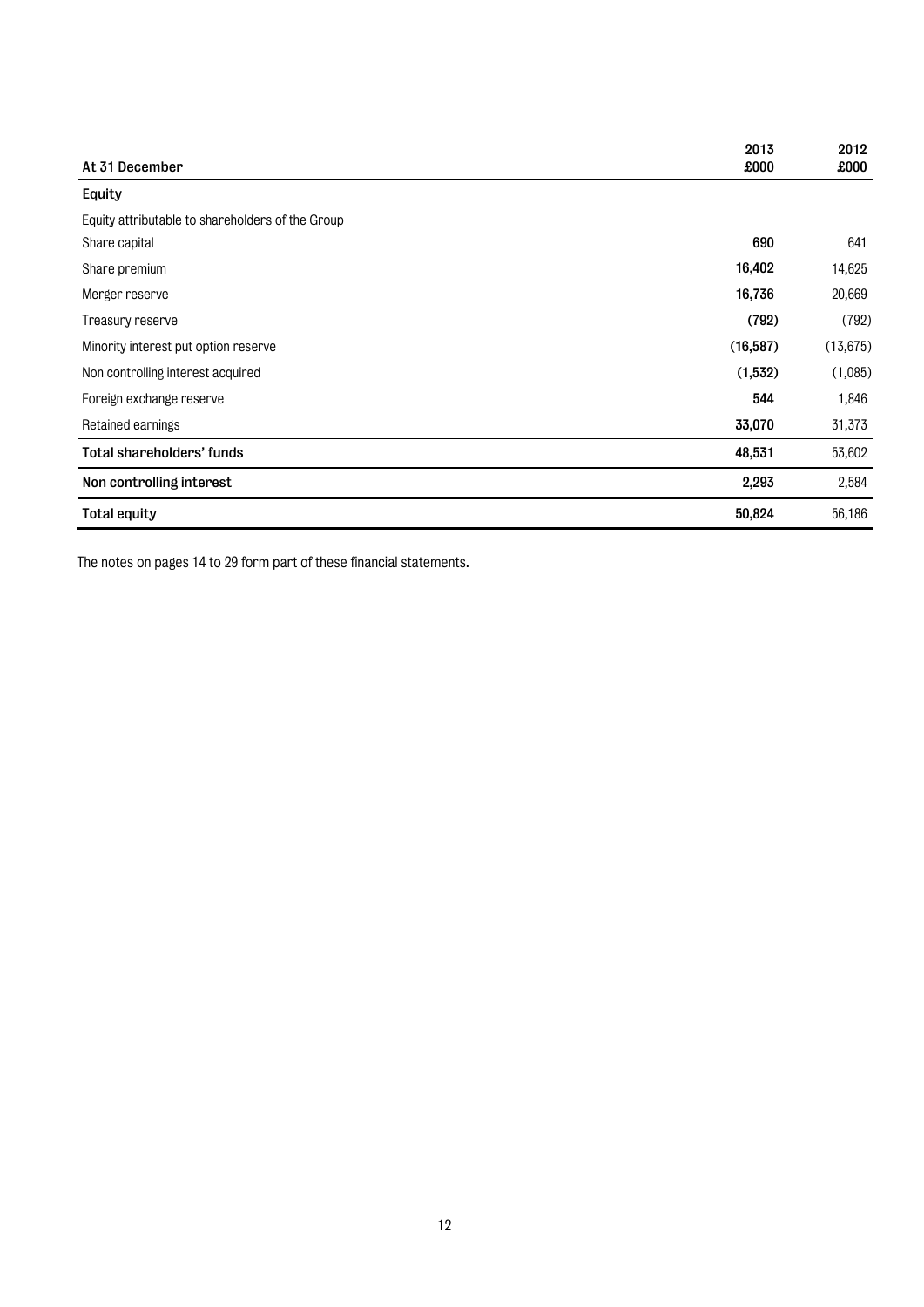| At 31 December | 2013 £000 | 2012 £000 |
|---|---|---|
| **Equity** | | |
| Equity attributable to shareholders of the Group | | |
| Share capital | **690** | 641 |
| Share premium | **16,402** | 14,625 |
| Merger reserve | **16,736** | 20,669 |
| Treasury reserve | **(792)** | (792) |
| Minority interest put option reserve | **(16,587)** | (13,675) |
| Non controlling interest acquired | **(1,532)** | (1,085) |
| Foreign exchange reserve | **544** | 1,846 |
| Retained earnings | **33,070** | 31,373 |
| **Total shareholders' funds** | **48,531** | 53,602 |
| **Non controlling interest** | **2,293** | 2,584 |
| **Total equity** | **50,824** | 56,186 |

The notes on pages 14 to 29 form part of these financial statements.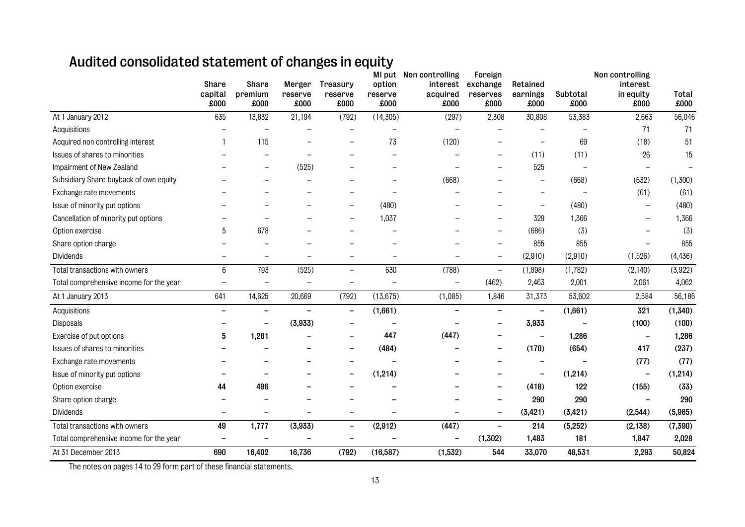# Audited consolidated statement of changes in equity

| | Share capital £000 | Share premium £000 | Merger reserve £000 | Treasury reserve £000 | MI put option reserve £000 | Non controlling interest acquired £000 | Foreign exchange reserves £000 | Retained earnings £000 | Subtotal £000 | Non controlling interest in equity £000 | Total £000 |
|---|---|---|---|---|---|---|---|---|---|---|---|
| At 1 January 2012 | 635 | 13,832 | 21,194 | (792) | (14,305) | (297) | 2,308 | 30,808 | 53,383 | 2,663 | 56,046 |
| Acquisitions | – | – | – | – | – | – | – | – | – | 71 | 71 |
| Acquired non controlling interest | 1 | 115 | – | – | 73 | (120) | – | – | 69 | (18) | 51 |
| Issues of shares to minorities | – | – | – | – | – | – | – | (11) | (11) | 26 | 15 |
| Impairment of New Zealand | – | – | (525) | – | – | – | – | 525 | – | – | – |
| Subsidiary Share buyback of own equity | – | – | – | – | – | (668) | – | – | (668) | (632) | (1,300) |
| Exchange rate movements | – | – | – | – | – | – | – | – | – | (61) | (61) |
| Issue of minority put options | – | – | – | – | (480) | – | – | – | (480) | – | (480) |
| Cancellation of minority put options | – | – | – | – | 1,037 | – | – | 329 | 1,366 | – | 1,366 |
| Option exercise | 5 | 678 | – | – | – | – | – | (686) | (3) | – | (3) |
| Share option charge | – | – | – | – | – | – | – | 855 | 855 | – | 855 |
| Dividends | – | – | – | – | – | – | – | (2,910) | (2,910) | (1,526) | (4,436) |
| Total transactions with owners | 6 | 793 | (525) | – | 630 | (788) | – | (1,898) | (1,782) | (2,140) | (3,922) |
| Total comprehensive income for the year | – | – | – | – | – | – | (462) | 2,463 | 2,001 | 2,061 | 4,062 |
| At 1 January 2013 | 641 | 14,625 | 20,669 | (792) | (13,675) | (1,085) | 1,846 | 31,373 | 53,602 | 2,584 | 56,186 |
| Acquisitions | **–** | **–** | **–** | **–** | **(1,661)** | **–** | **–** | **–** | **(1,661)** | **321** | **(1,340)** |
| Disposals | **–** | **–** | **(3,933)** | **–** | **–** | **–** | **–** | **3,933** | **–** | **(100)** | **(100)** |
| Exercise of put options | **5** | **1,281** | **–** | **–** | **447** | **(447)** | **–** | **–** | **1,286** | **–** | **1,286** |
| Issues of shares to minorities | **–** | **–** | **–** | **–** | **(484)** | **–** | **–** | **(170)** | **(654)** | **417** | **(237)** |
| Exchange rate movements | **–** | **–** | **–** | **–** | **–** | **–** | **–** | **–** | **–** | **(77)** | **(77)** |
| Issue of minority put options | **–** | **–** | **–** | **–** | **(1,214)** | **–** | **–** | **–** | **(1,214)** | **–** | **(1,214)** |
| Option exercise | **44** | **496** | **–** | **–** | **–** | **–** | **–** | **(418)** | **122** | **(155)** | **(33)** |
| Share option charge | **–** | **–** | **–** | **–** | **–** | **–** | **–** | **290** | **290** | **–** | **290** |
| Dividends | **–** | **–** | **–** | **–** | **–** | **–** | **–** | **(3,421)** | **(3,421)** | **(2,544)** | **(5,965)** |
| Total transactions with owners | **49** | **1,777** | **(3,933)** | **–** | **(2,912)** | **(447)** | **–** | **214** | **(5,252)** | **(2,138)** | **(7,390)** |
| Total comprehensive income for the year | **–** | **–** | **–** | **–** | **–** | **–** | **(1,302)** | **1,483** | **181** | **1,847** | **2,028** |
| At 31 December 2013 | **690** | **16,402** | **16,736** | **(792)** | **(16,587)** | **(1,532)** | **544** | **33,070** | **48,531** | **2,293** | **50,824** |

The notes on pages 14 to 29 form part of these financial statements.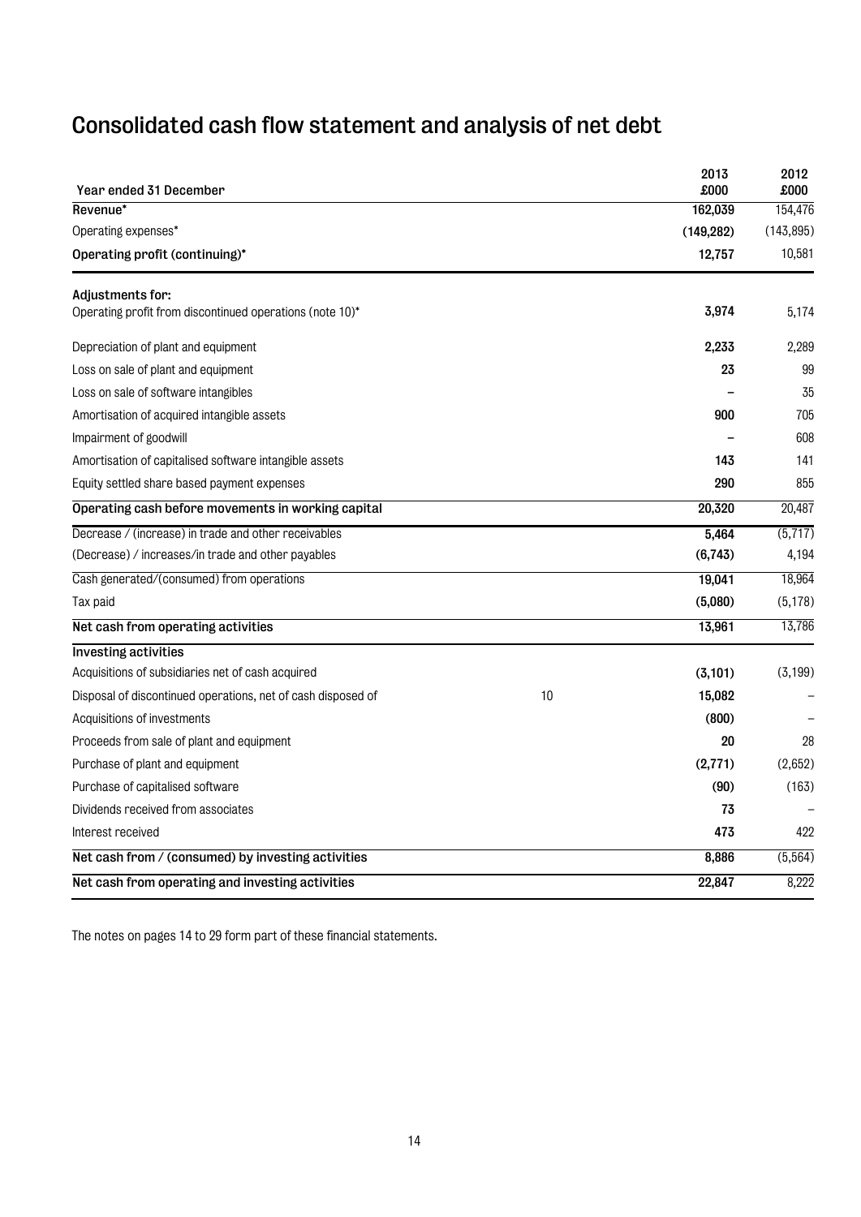# Consolidated cash flow statement and analysis of net debt

| Year ended 31 December | | 2013 £000 | 2012 £000 |
|---|---|---|---|
| Revenue* | | 162,039 | 154,476 |
| Operating expenses* | | (149,282) | (143,895) |
| **Operating profit (continuing)*** | | **12,757** | 10,581 |
| **Adjustments for:** | | | |
| Operating profit from discontinued operations (note 10)* | | 3,974 | 5,174 |
| Depreciation of plant and equipment | | 2,233 | 2,289 |
| Loss on sale of plant and equipment | | 23 | 99 |
| Loss on sale of software intangibles | | – | 35 |
| Amortisation of acquired intangible assets | | 900 | 705 |
| Impairment of goodwill | | – | 608 |
| Amortisation of capitalised software intangible assets | | 143 | 141 |
| Equity settled share based payment expenses | | 290 | 855 |
| **Operating cash before movements in working capital** | | **20,320** | 20,487 |
| Decrease / (increase) in trade and other receivables | | 5,464 | (5,717) |
| (Decrease) / increases/in trade and other payables | | (6,743) | 4,194 |
| Cash generated/(consumed) from operations | | 19,041 | 18,964 |
| Tax paid | | (5,080) | (5,178) |
| **Net cash from operating activities** | | **13,961** | 13,786 |
| **Investing activities** | | | |
| Acquisitions of subsidiaries net of cash acquired | | (3,101) | (3,199) |
| Disposal of discontinued operations, net of cash disposed of | 10 | 15,082 | – |
| Acquisitions of investments | | (800) | – |
| Proceeds from sale of plant and equipment | | 20 | 28 |
| Purchase of plant and equipment | | (2,771) | (2,652) |
| Purchase of capitalised software | | (90) | (163) |
| Dividends received from associates | | 73 | – |
| Interest received | | 473 | 422 |
| **Net cash from / (consumed) by investing activities** | | **8,886** | (5,564) |
| **Net cash from operating and investing activities** | | **22,847** | 8,222 |

The notes on pages 14 to 29 form part of these financial statements.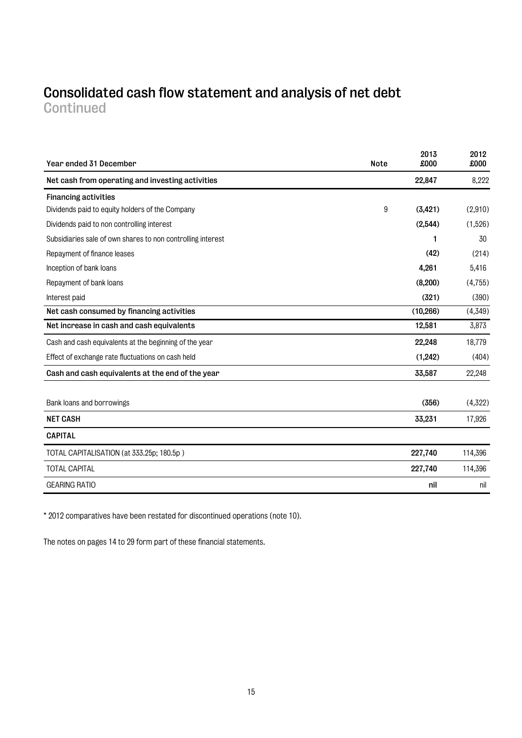# Consolidated cash flow statement and analysis of net debt
## Continued

| Year ended 31 December | Note | 2013 £000 | 2012 £000 |
|---|---|---|---|
| **Net cash from operating and investing activities** | | **22,847** | 8,222 |
| **Financing activities** | | | |
| Dividends paid to equity holders of the Company | 9 | **(3,421)** | (2,910) |
| Dividends paid to non controlling interest | | **(2,544)** | (1,526) |
| Subsidiaries sale of own shares to non controlling interest | | **1** | 30 |
| Repayment of finance leases | | **(42)** | (214) |
| Inception of bank loans | | **4,261** | 5,416 |
| Repayment of bank loans | | **(8,200)** | (4,755) |
| Interest paid | | **(321)** | (390) |
| **Net cash consumed by financing activities** | | **(10,266)** | (4,349) |
| **Net increase in cash and cash equivalents** | | **12,581** | 3,873 |
| Cash and cash equivalents at the beginning of the year | | **22,248** | 18,779 |
| Effect of exchange rate fluctuations on cash held | | **(1,242)** | (404) |
| **Cash and cash equivalents at the end of the year** | | **33,587** | 22,248 |
| | | | |
| Bank loans and borrowings | | **(356)** | (4,322) |
| **NET CASH** | | **33,231** | 17,926 |
| **CAPITAL** | | | |
| TOTAL CAPITALISATION (at 333.25p; 180.5p ) | | **227,740** | 114,396 |
| TOTAL CAPITAL | | **227,740** | 114,396 |
| GEARING RATIO | | **nil** | nil |

* 2012 comparatives have been restated for discontinued operations (note 10).

The notes on pages 14 to 29 form part of these financial statements.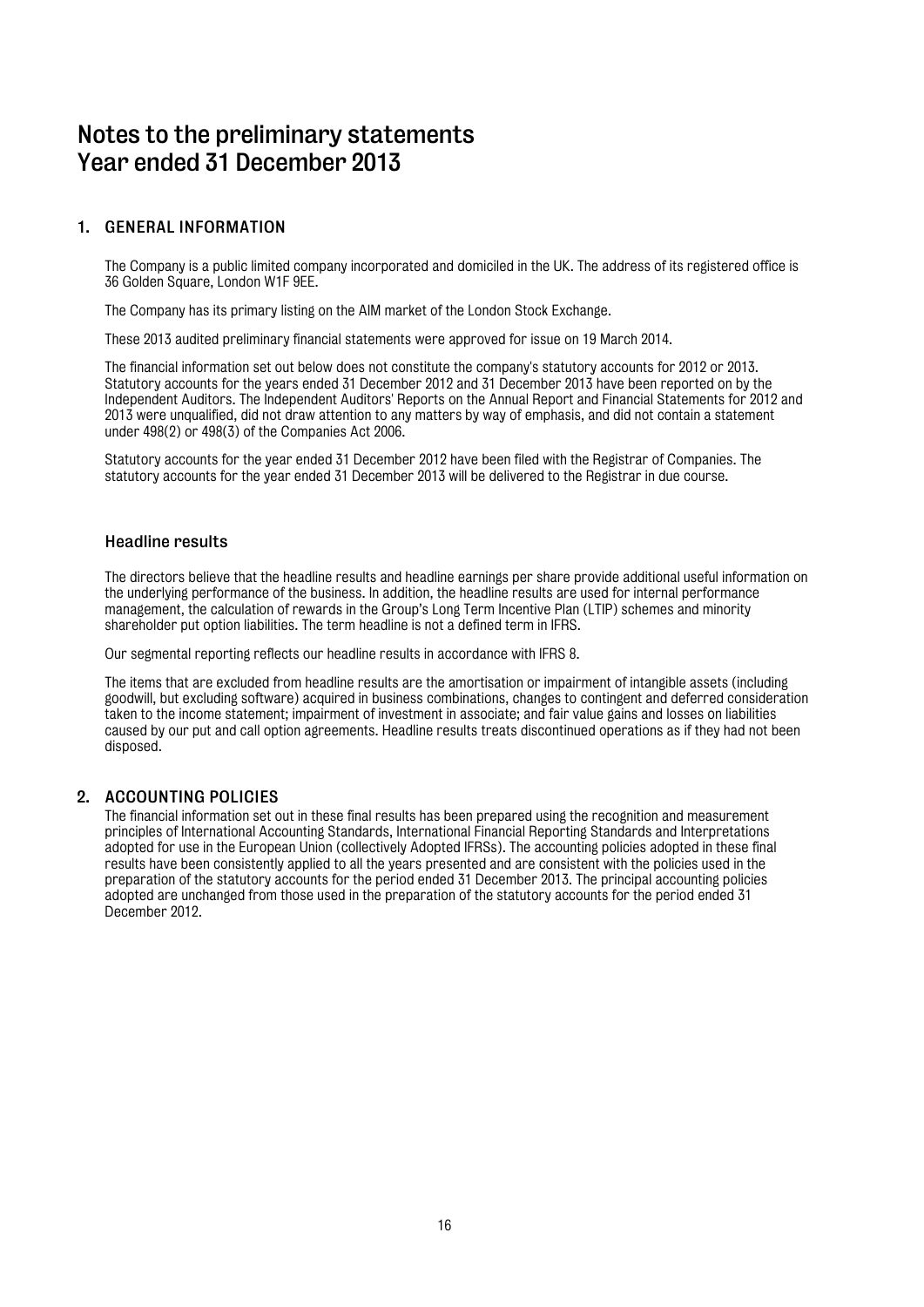# Notes to the preliminary statements
# Year ended 31 December 2013

## 1. GENERAL INFORMATION

The Company is a public limited company incorporated and domiciled in the UK. The address of its registered office is 36 Golden Square, London W1F 9EE.

The Company has its primary listing on the AIM market of the London Stock Exchange.

These 2013 audited preliminary financial statements were approved for issue on 19 March 2014.

The financial information set out below does not constitute the company's statutory accounts for 2012 or 2013. Statutory accounts for the years ended 31 December 2012 and 31 December 2013 have been reported on by the Independent Auditors. The Independent Auditors' Reports on the Annual Report and Financial Statements for 2012 and 2013 were unqualified, did not draw attention to any matters by way of emphasis, and did not contain a statement under 498(2) or 498(3) of the Companies Act 2006.

Statutory accounts for the year ended 31 December 2012 have been filed with the Registrar of Companies. The statutory accounts for the year ended 31 December 2013 will be delivered to the Registrar in due course.

### Headline results

The directors believe that the headline results and headline earnings per share provide additional useful information on the underlying performance of the business. In addition, the headline results are used for internal performance management, the calculation of rewards in the Group's Long Term Incentive Plan (LTIP) schemes and minority shareholder put option liabilities. The term headline is not a defined term in IFRS.

Our segmental reporting reflects our headline results in accordance with IFRS 8.

The items that are excluded from headline results are the amortisation or impairment of intangible assets (including goodwill, but excluding software) acquired in business combinations, changes to contingent and deferred consideration taken to the income statement; impairment of investment in associate; and fair value gains and losses on liabilities caused by our put and call option agreements. Headline results treats discontinued operations as if they had not been disposed.

## 2. ACCOUNTING POLICIES

The financial information set out in these final results has been prepared using the recognition and measurement principles of International Accounting Standards, International Financial Reporting Standards and Interpretations adopted for use in the European Union (collectively Adopted IFRSs). The accounting policies adopted in these final results have been consistently applied to all the years presented and are consistent with the policies used in the preparation of the statutory accounts for the period ended 31 December 2013. The principal accounting policies adopted are unchanged from those used in the preparation of the statutory accounts for the period ended 31 December 2012.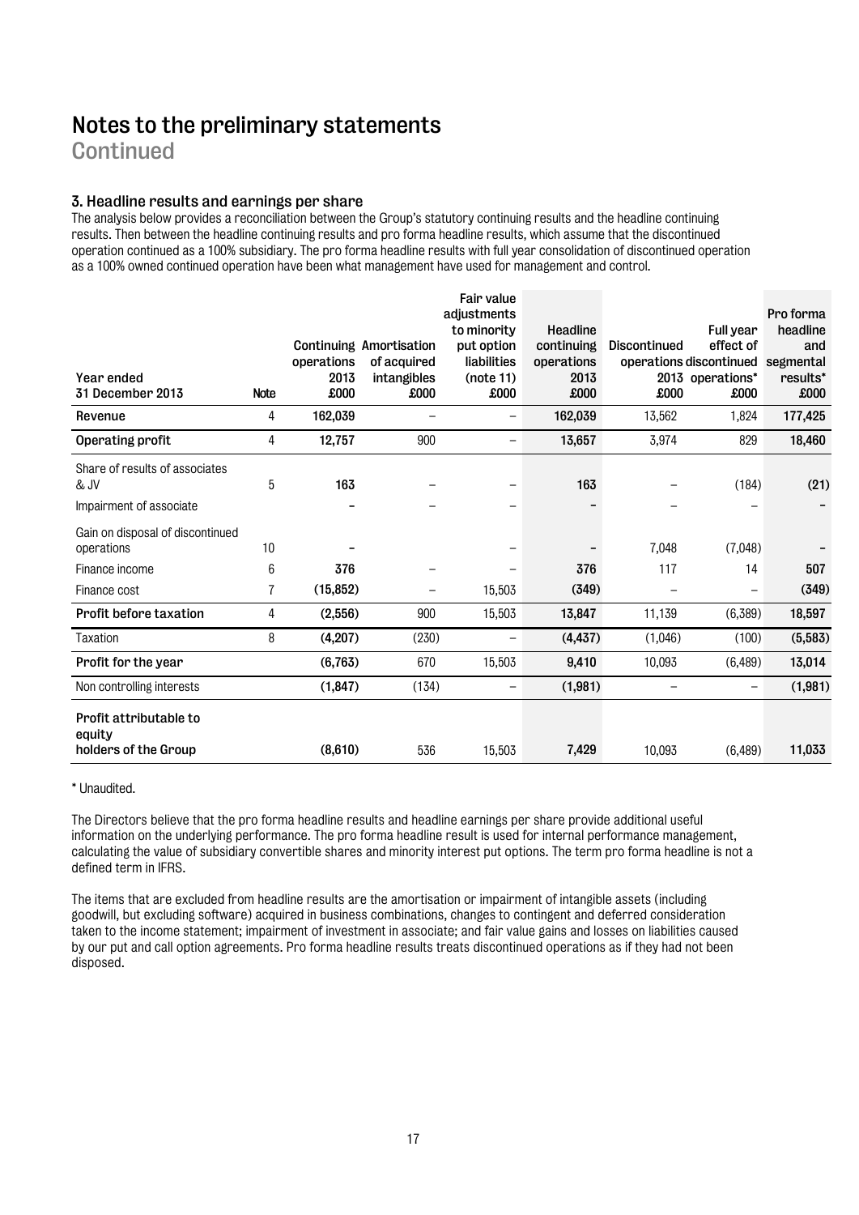# Notes to the preliminary statements

## Continued

### 3. Headline results and earnings per share

The analysis below provides a reconciliation between the Group's statutory continuing results and the headline continuing results. Then between the headline continuing results and pro forma headline results, which assume that the discontinued operation continued as a 100% subsidiary. The pro forma headline results with full year consolidation of discontinued operation as a 100% owned continued operation have been what management have used for management and control.

| Year ended 31 December 2013 | Note | Continuing operations 2013 £000 | Amortisation of acquired intangibles £000 | Fair value adjustments to minority put option liabilities (note 11) £000 | Headline continuing operations 2013 £000 | Discontinued operations 2013 £000 | Full year effect of discontinued operations* £000 | Pro forma headline and segmental results* £000 |
|---|---|---|---|---|---|---|---|---|
| **Revenue** | 4 | **162,039** | – | – | **162,039** | 13,562 | 1,824 | **177,425** |
| **Operating profit** | 4 | **12,757** | 900 | – | **13,657** | 3,974 | 829 | **18,460** |
| Share of results of associates & JV | 5 | **163** | – | – | **163** | – | (184) | **(21)** |
| Impairment of associate | | **–** | – | – | **–** | – | – | **–** |
| Gain on disposal of discontinued operations | 10 | **–** | | – | **–** | 7,048 | (7,048) | **–** |
| Finance income | 6 | **376** | – | – | **376** | 117 | 14 | **507** |
| Finance cost | 7 | **(15,852)** | – | 15,503 | **(349)** | – | – | **(349)** |
| **Profit before taxation** | 4 | **(2,556)** | 900 | 15,503 | **13,847** | 11,139 | (6,389) | **18,597** |
| Taxation | 8 | **(4,207)** | (230) | – | **(4,437)** | (1,046) | (100) | **(5,583)** |
| **Profit for the year** | | **(6,763)** | 670 | 15,503 | **9,410** | 10,093 | (6,489) | **13,014** |
| Non controlling interests | | **(1,847)** | (134) | – | **(1,981)** | – | – | **(1,981)** |
| **Profit attributable to equity holders of the Group** | | **(8,610)** | 536 | 15,503 | **7,429** | 10,093 | (6,489) | **11,033** |

\* Unaudited.

The Directors believe that the pro forma headline results and headline earnings per share provide additional useful information on the underlying performance. The pro forma headline result is used for internal performance management, calculating the value of subsidiary convertible shares and minority interest put options. The term pro forma headline is not a defined term in IFRS.

The items that are excluded from headline results are the amortisation or impairment of intangible assets (including goodwill, but excluding software) acquired in business combinations, changes to contingent and deferred consideration taken to the income statement; impairment of investment in associate; and fair value gains and losses on liabilities caused by our put and call option agreements. Pro forma headline results treats discontinued operations as if they had not been disposed.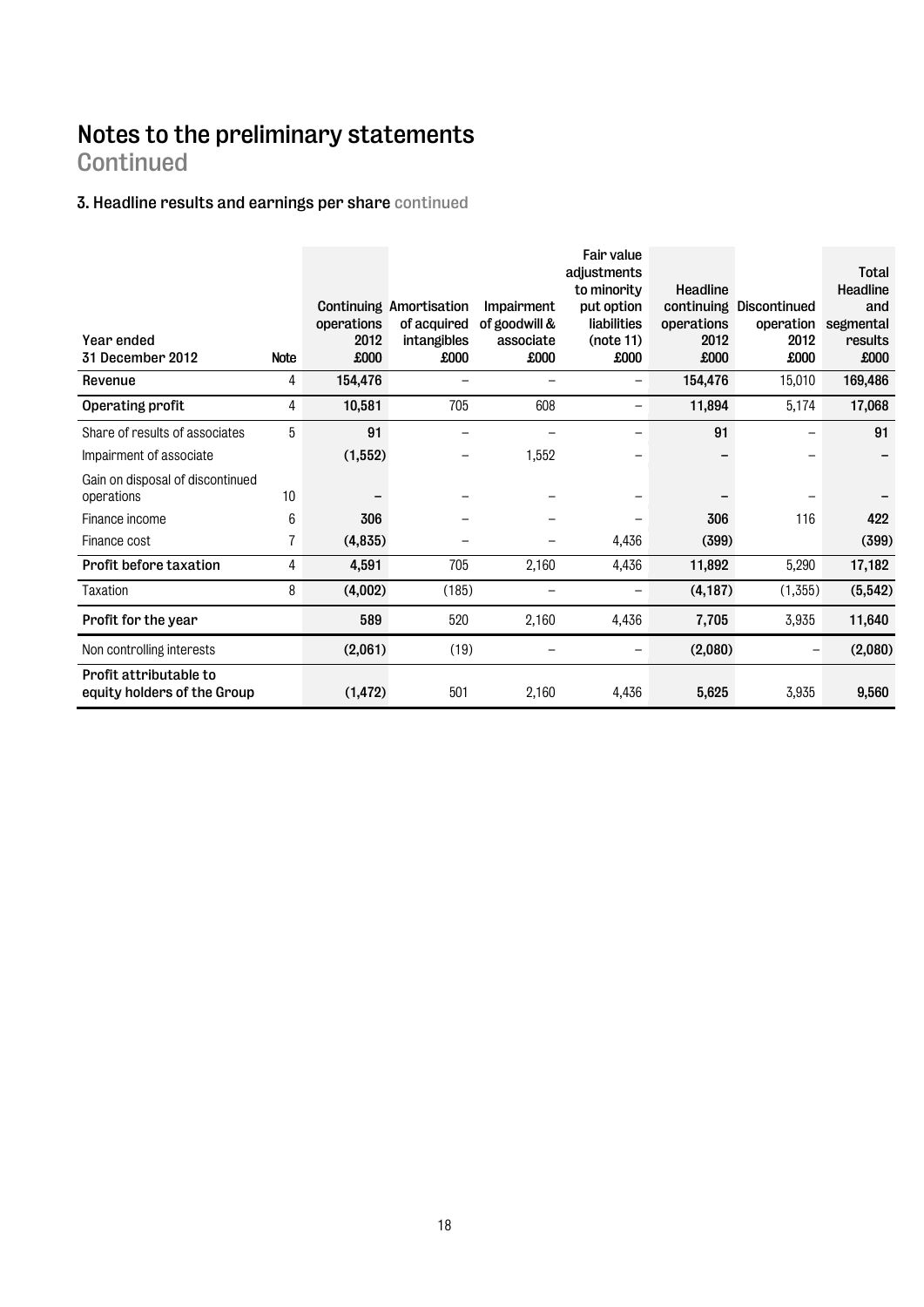# Notes to the preliminary statements
Continued

### 3. Headline results and earnings per share continued

| Year ended 31 December 2012 | Note | Continuing operations 2012 £000 | Amortisation of acquired intangibles £000 | Impairment of goodwill & associate £000 | Fair value adjustments to minority put option liabilities (note 11) £000 | Headline continuing operations 2012 £000 | Discontinued operation 2012 £000 | Total Headline and segmental results £000 |
|---|---|---|---|---|---|---|---|---|
| **Revenue** | 4 | **154,476** | – | – | – | **154,476** | 15,010 | **169,486** |
| **Operating profit** | 4 | **10,581** | 705 | 608 | – | **11,894** | 5,174 | **17,068** |
| Share of results of associates | 5 | **91** | – | – | – | **91** | – | **91** |
| Impairment of associate | | **(1,552)** | – | 1,552 | – | **–** | – | **–** |
| Gain on disposal of discontinued operations | 10 | **–** | – | – | – | **–** | – | **–** |
| Finance income | 6 | **306** | – | – | – | **306** | 116 | **422** |
| Finance cost | 7 | **(4,835)** | – | – | 4,436 | **(399)** | | **(399)** |
| **Profit before taxation** | 4 | **4,591** | 705 | 2,160 | 4,436 | **11,892** | 5,290 | **17,182** |
| Taxation | 8 | **(4,002)** | (185) | – | – | **(4,187)** | (1,355) | **(5,542)** |
| **Profit for the year** | | **589** | 520 | 2,160 | 4,436 | **7,705** | 3,935 | **11,640** |
| Non controlling interests | | **(2,061)** | (19) | – | – | **(2,080)** | – | **(2,080)** |
| **Profit attributable to equity holders of the Group** | | **(1,472)** | 501 | 2,160 | 4,436 | **5,625** | 3,935 | **9,560** |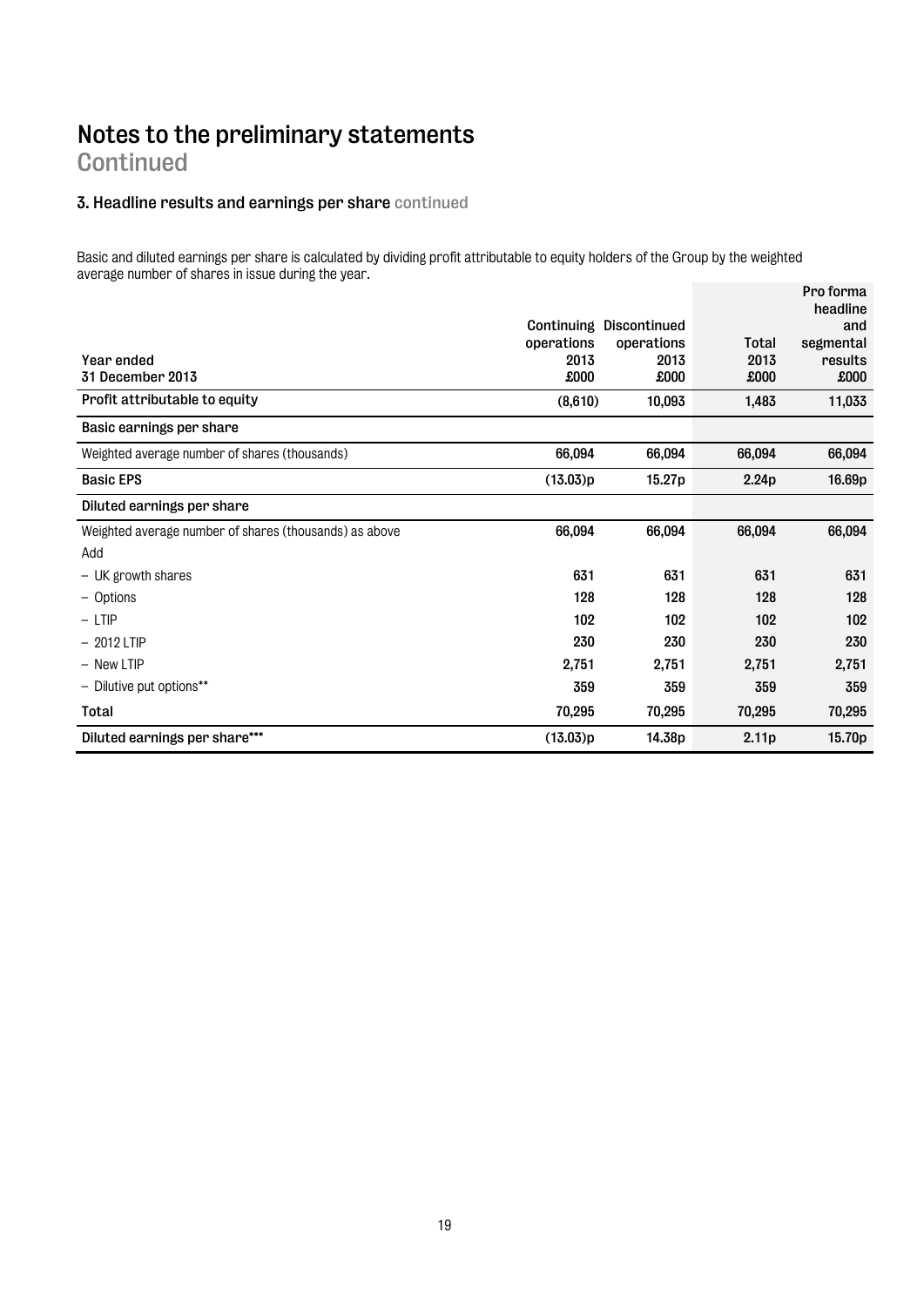# Notes to the preliminary statements

Continued

### 3. Headline results and earnings per share continued

Basic and diluted earnings per share is calculated by dividing profit attributable to equity holders of the Group by the weighted average number of shares in issue during the year.

| Year ended 31 December 2013 | Continuing operations 2013 £000 | Discontinued operations 2013 £000 | Total 2013 £000 | Pro forma headline and segmental results £000 |
|---|---|---|---|---|
| **Profit attributable to equity** | (8,610) | 10,093 | 1,483 | 11,033 |
| **Basic earnings per share** | | | | |
| Weighted average number of shares (thousands) | 66,094 | 66,094 | 66,094 | 66,094 |
| **Basic EPS** | (13.03)p | 15.27p | 2.24p | 16.69p |
| **Diluted earnings per share** | | | | |
| Weighted average number of shares (thousands) as above | 66,094 | 66,094 | 66,094 | 66,094 |
| Add | | | | |
| – UK growth shares | 631 | 631 | 631 | 631 |
| – Options | 128 | 128 | 128 | 128 |
| – LTIP | 102 | 102 | 102 | 102 |
| – 2012 LTIP | 230 | 230 | 230 | 230 |
| – New LTIP | 2,751 | 2,751 | 2,751 | 2,751 |
| – Dilutive put options** | 359 | 359 | 359 | 359 |
| **Total** | 70,295 | 70,295 | 70,295 | 70,295 |
| **Diluted earnings per share***** | (13.03)p | 14.38p | 2.11p | 15.70p |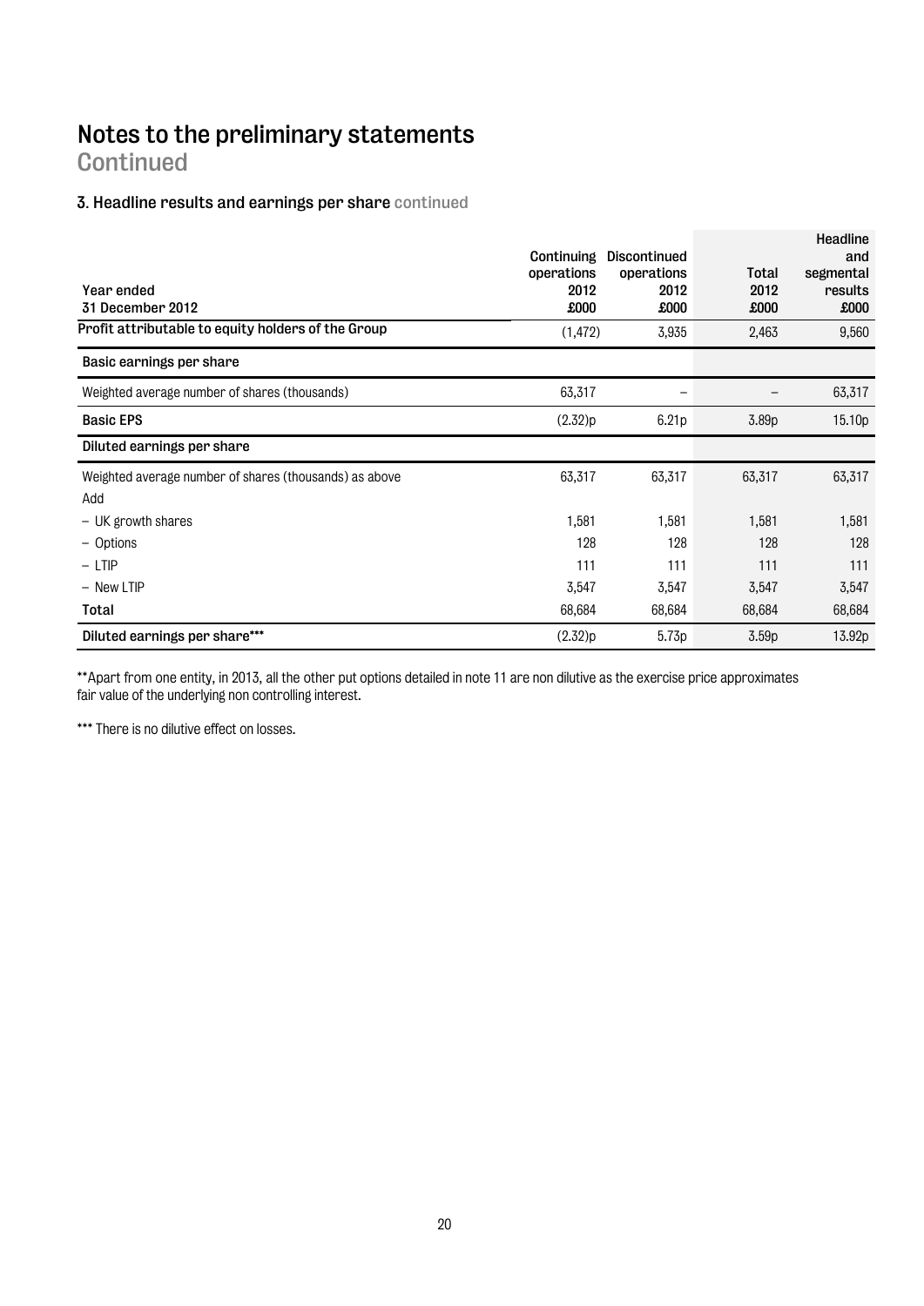# Notes to the preliminary statements
Continued

### 3. Headline results and earnings per share continued

| Year ended 31 December 2012 | Continuing operations 2012 £000 | Discontinued operations 2012 £000 | Total 2012 £000 | Headline and segmental results £000 |
|---|---|---|---|---|
| **Profit attributable to equity holders of the Group** | (1,472) | 3,935 | 2,463 | 9,560 |
| **Basic earnings per share** | | | | |
| Weighted average number of shares (thousands) | 63,317 | – | – | 63,317 |
| **Basic EPS** | (2.32)p | 6.21p | 3.89p | 15.10p |
| **Diluted earnings per share** | | | | |
| Weighted average number of shares (thousands) as above | 63,317 | 63,317 | 63,317 | 63,317 |
| Add | | | | |
| – UK growth shares | 1,581 | 1,581 | 1,581 | 1,581 |
| – Options | 128 | 128 | 128 | 128 |
| – LTIP | 111 | 111 | 111 | 111 |
| – New LTIP | 3,547 | 3,547 | 3,547 | 3,547 |
| **Total** | 68,684 | 68,684 | 68,684 | 68,684 |
| **Diluted earnings per share*** ** | (2.32)p | 5.73p | 3.59p | 13.92p |

**Apart from one entity, in 2013, all the other put options detailed in note 11 are non dilutive as the exercise price approximates fair value of the underlying non controlling interest.

*** There is no dilutive effect on losses.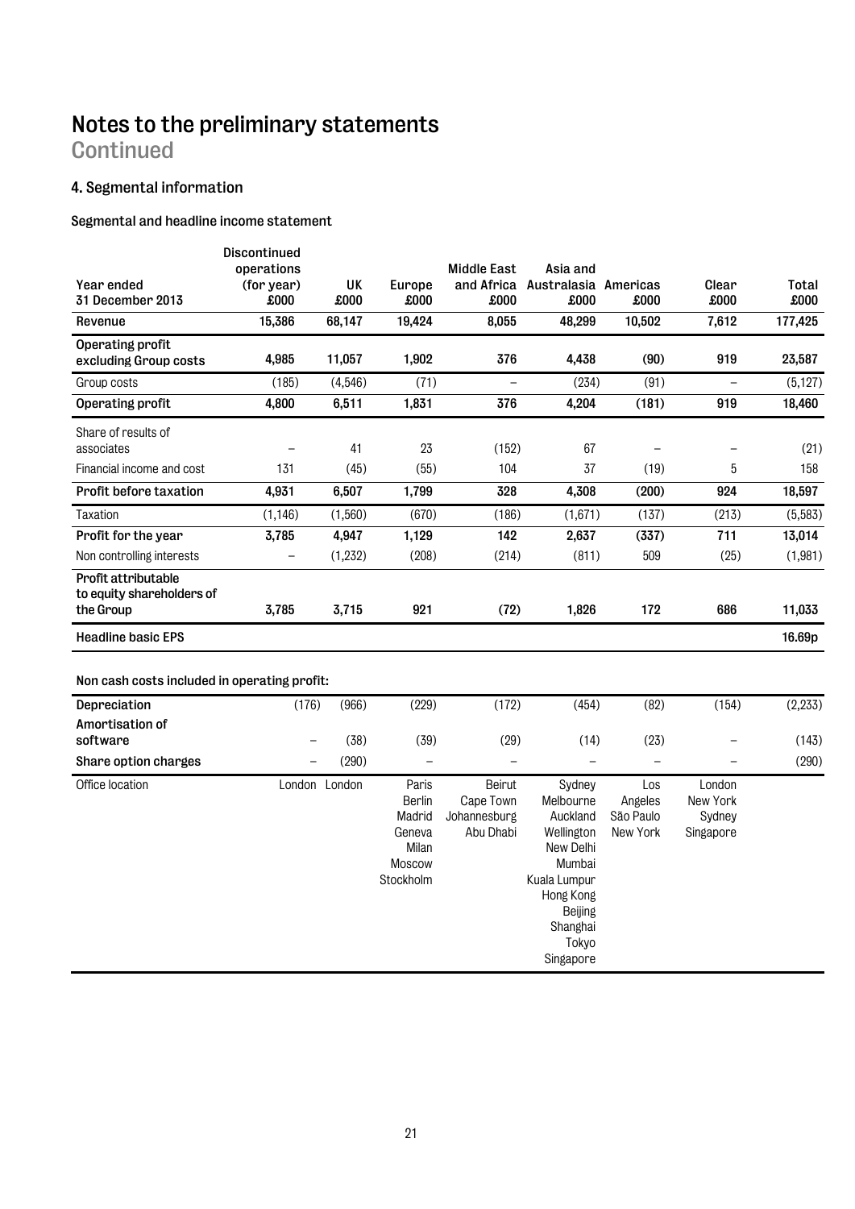# Notes to the preliminary statements
## Continued

### 4. Segmental information

#### Segmental and headline income statement

| Year ended 31 December 2013 | Discontinued operations (for year) £000 | UK £000 | Europe £000 | Middle East and Africa £000 | Asia and Australasia £000 | Americas £000 | Clear £000 | Total £000 |
|---|---|---|---|---|---|---|---|---|
| **Revenue** | **15,386** | **68,147** | **19,424** | **8,055** | **48,299** | **10,502** | **7,612** | **177,425** |
| **Operating profit excluding Group costs** | **4,985** | **11,057** | **1,902** | **376** | **4,438** | **(90)** | **919** | **23,587** |
| Group costs | (185) | (4,546) | (71) | – | (234) | (91) | – | (5,127) |
| **Operating profit** | **4,800** | **6,511** | **1,831** | **376** | **4,204** | **(181)** | **919** | **18,460** |
| Share of results of associates | – | 41 | 23 | (152) | 67 | – | – | (21) |
| Financial income and cost | 131 | (45) | (55) | 104 | 37 | (19) | 5 | 158 |
| **Profit before taxation** | **4,931** | **6,507** | **1,799** | **328** | **4,308** | **(200)** | **924** | **18,597** |
| Taxation | (1,146) | (1,560) | (670) | (186) | (1,671) | (137) | (213) | (5,583) |
| **Profit for the year** | **3,785** | **4,947** | **1,129** | **142** | **2,637** | **(337)** | **711** | **13,014** |
| Non controlling interests | – | (1,232) | (208) | (214) | (811) | 509 | (25) | (1,981) |
| **Profit attributable to equity shareholders of the Group** | **3,785** | **3,715** | **921** | **(72)** | **1,826** | **172** | **686** | **11,033** |
| **Headline basic EPS** | | | | | | | | **16.69p** |

#### Non cash costs included in operating profit:

| | Discontinued operations (for year) £000 | UK £000 | Europe £000 | Middle East and Africa £000 | Asia and Australasia £000 | Americas £000 | Clear £000 | Total £000 |
|---|---|---|---|---|---|---|---|---|
| **Depreciation** | (176) | (966) | (229) | (172) | (454) | (82) | (154) | (2,233) |
| **Amortisation of software** | – | (38) | (39) | (29) | (14) | (23) | – | (143) |
| **Share option charges** | – | (290) | – | – | – | – | – | (290) |
| Office location | London | London | Paris Berlin Madrid Geneva Milan Moscow Stockholm | Beirut Cape Town Johannesburg Abu Dhabi | Sydney Melbourne Auckland Wellington New Delhi Mumbai Kuala Lumpur Hong Kong Beijing Shanghai Tokyo Singapore | Los Angeles São Paulo New York | London New York Sydney Singapore | |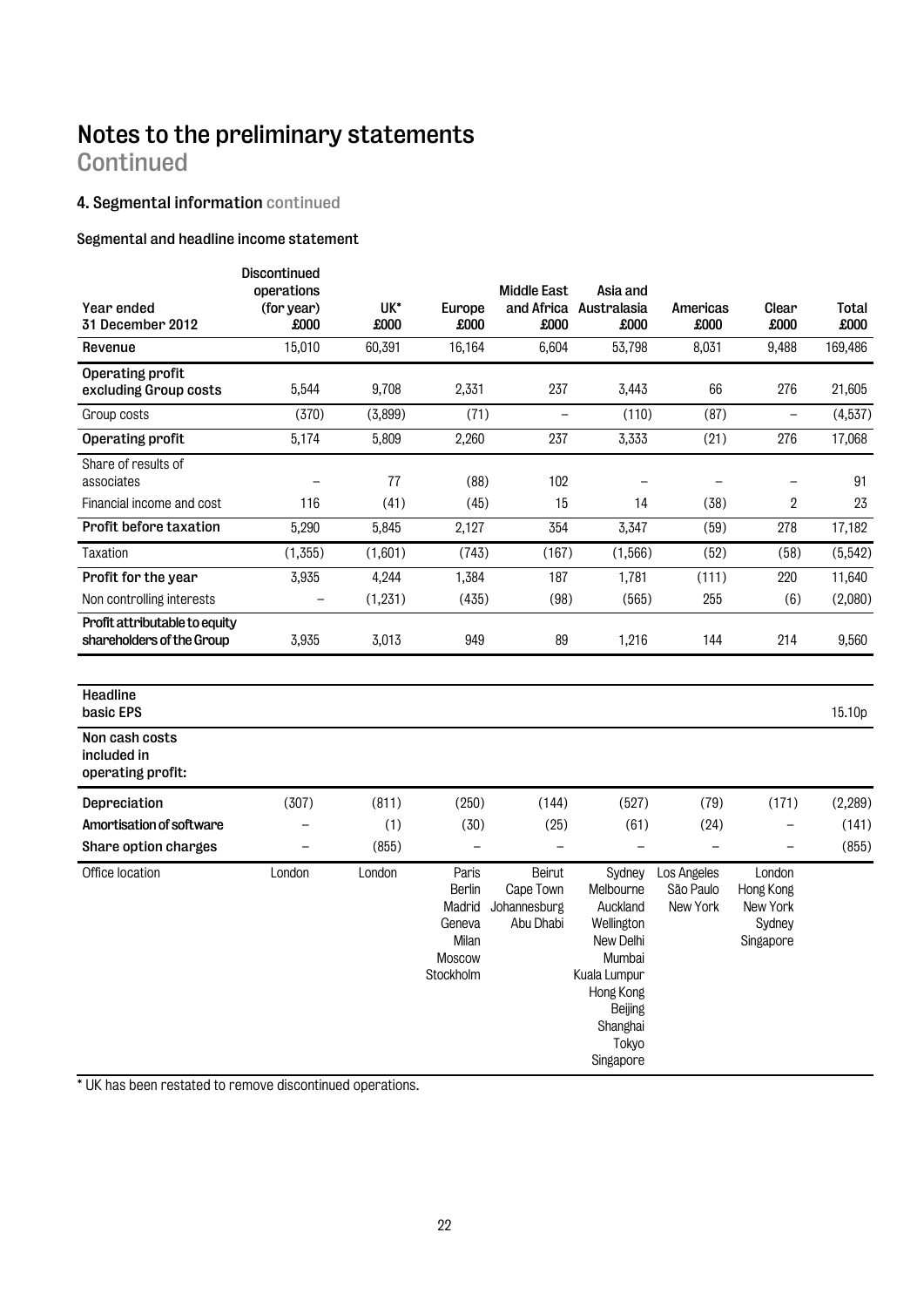# Notes to the preliminary statements

Continued

### 4. Segmental information continued

#### Segmental and headline income statement

| Year ended 31 December 2012 | Discontinued operations (for year) £000 | UK* £000 | Europe £000 | Middle East and Africa £000 | Asia and Australasia £000 | Americas £000 | Clear £000 | Total £000 |
|---|---|---|---|---|---|---|---|---|
| **Revenue** | 15,010 | 60,391 | 16,164 | 6,604 | 53,798 | 8,031 | 9,488 | 169,486 |
| **Operating profit excluding Group costs** | 5,544 | 9,708 | 2,331 | 237 | 3,443 | 66 | 276 | 21,605 |
| Group costs | (370) | (3,899) | (71) | – | (110) | (87) | – | (4,537) |
| **Operating profit** | 5,174 | 5,809 | 2,260 | 237 | 3,333 | (21) | 276 | 17,068 |
| Share of results of associates | – | 77 | (88) | 102 | – | – | – | 91 |
| Financial income and cost | 116 | (41) | (45) | 15 | 14 | (38) | 2 | 23 |
| **Profit before taxation** | 5,290 | 5,845 | 2,127 | 354 | 3,347 | (59) | 278 | 17,182 |
| Taxation | (1,355) | (1,601) | (743) | (167) | (1,566) | (52) | (58) | (5,542) |
| **Profit for the year** | 3,935 | 4,244 | 1,384 | 187 | 1,781 | (111) | 220 | 11,640 |
| Non controlling interests | – | (1,231) | (435) | (98) | (565) | 255 | (6) | (2,080) |
| **Profit attributable to equity shareholders of the Group** | 3,935 | 3,013 | 949 | 89 | 1,216 | 144 | 214 | 9,560 |
| **Headline basic EPS** | | | | | | | | 15.10p |
| **Non cash costs included in operating profit:** | | | | | | | | |
| **Depreciation** | (307) | (811) | (250) | (144) | (527) | (79) | (171) | (2,289) |
| **Amortisation of software** | – | (1) | (30) | (25) | (61) | (24) | – | (141) |
| **Share option charges** | – | (855) | – | – | – | – | – | (855) |
| Office location | London | London | Paris, Berlin, Madrid, Geneva, Milan, Moscow, Stockholm | Beirut, Cape Town, Johannesburg, Abu Dhabi | Sydney, Melbourne, Auckland, Wellington, New Delhi, Mumbai, Kuala Lumpur, Hong Kong, Beijing, Shanghai, Tokyo, Singapore | Los Angeles, São Paulo, New York | London, Hong Kong, New York, Sydney, Singapore | |

* UK has been restated to remove discontinued operations.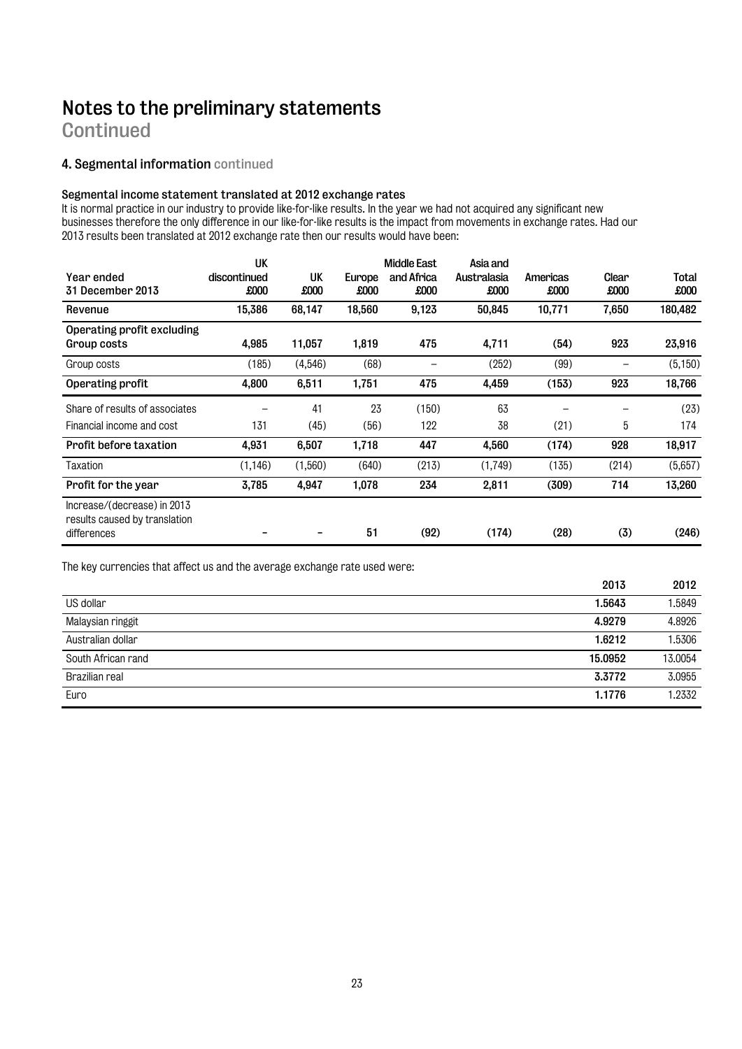# Notes to the preliminary statements

Continued

### 4. Segmental information continued

#### Segmental income statement translated at 2012 exchange rates

It is normal practice in our industry to provide like-for-like results. In the year we had not acquired any significant new businesses therefore the only difference in our like-for-like results is the impact from movements in exchange rates. Had our 2013 results been translated at 2012 exchange rate then our results would have been:

| Year ended 31 December 2013 | UK discontinued £000 | UK £000 | Europe £000 | Middle East and Africa £000 | Asia and Australasia £000 | Americas £000 | Clear £000 | Total £000 |
|---|---|---|---|---|---|---|---|---|
| **Revenue** | **15,386** | **68,147** | **18,560** | **9,123** | **50,845** | **10,771** | **7,650** | **180,482** |
| **Operating profit excluding Group costs** | **4,985** | **11,057** | **1,819** | **475** | **4,711** | **(54)** | **923** | **23,916** |
| Group costs | (185) | (4,546) | (68) | – | (252) | (99) | – | (5,150) |
| **Operating profit** | **4,800** | **6,511** | **1,751** | **475** | **4,459** | **(153)** | **923** | **18,766** |
| Share of results of associates | – | 41 | 23 | (150) | 63 | – | – | (23) |
| Financial income and cost | 131 | (45) | (56) | 122 | 38 | (21) | 5 | 174 |
| **Profit before taxation** | **4,931** | **6,507** | **1,718** | **447** | **4,560** | **(174)** | **928** | **18,917** |
| Taxation | (1,146) | (1,560) | (640) | (213) | (1,749) | (135) | (214) | (5,657) |
| **Profit for the year** | **3,785** | **4,947** | **1,078** | **234** | **2,811** | **(309)** | **714** | **13,260** |
| Increase/(decrease) in 2013 results caused by translation differences | **–** | **–** | **51** | **(92)** | **(174)** | **(28)** | **(3)** | **(246)** |

The key currencies that affect us and the average exchange rate used were:

| | 2013 | 2012 |
|---|---|---|
| US dollar | **1.5643** | 1.5849 |
| Malaysian ringgit | **4.9279** | 4.8926 |
| Australian dollar | **1.6212** | 1.5306 |
| South African rand | **15.0952** | 13.0054 |
| Brazilian real | **3.3772** | 3.0955 |
| Euro | **1.1776** | 1.2332 |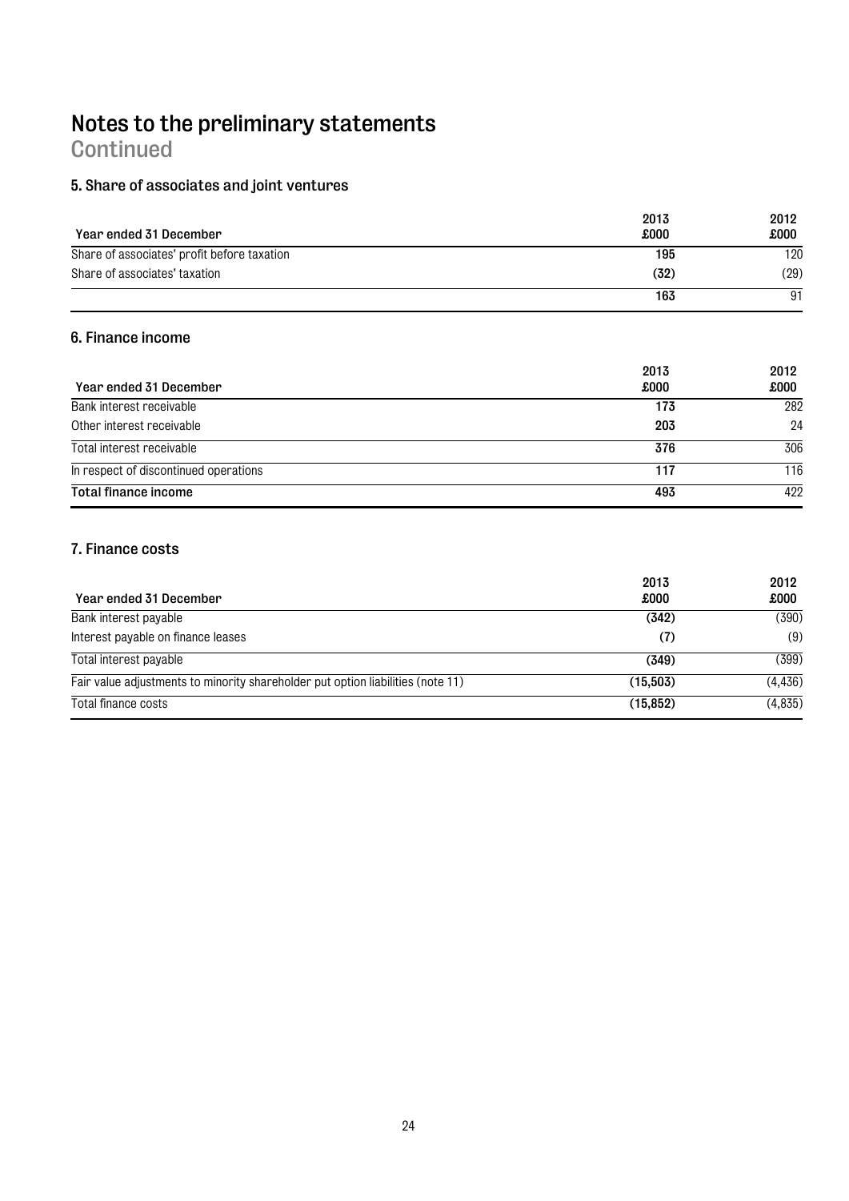# Notes to the preliminary statements
Continued

## 5. Share of associates and joint ventures

| Year ended 31 December | 2013 £000 | 2012 £000 |
|---|---|---|
| Share of associates' profit before taxation | **195** | 120 |
| Share of associates' taxation | **(32)** | (29) |
| | **163** | 91 |

## 6. Finance income

| Year ended 31 December | 2013 £000 | 2012 £000 |
|---|---|---|
| Bank interest receivable | **173** | 282 |
| Other interest receivable | **203** | 24 |
| Total interest receivable | **376** | 306 |
| In respect of discontinued operations | **117** | 116 |
| **Total finance income** | **493** | 422 |

## 7. Finance costs

| Year ended 31 December | 2013 £000 | 2012 £000 |
|---|---|---|
| Bank interest payable | **(342)** | (390) |
| Interest payable on finance leases | **(7)** | (9) |
| Total interest payable | **(349)** | (399) |
| Fair value adjustments to minority shareholder put option liabilities (note 11) | **(15,503)** | (4,436) |
| Total finance costs | **(15,852)** | (4,835) |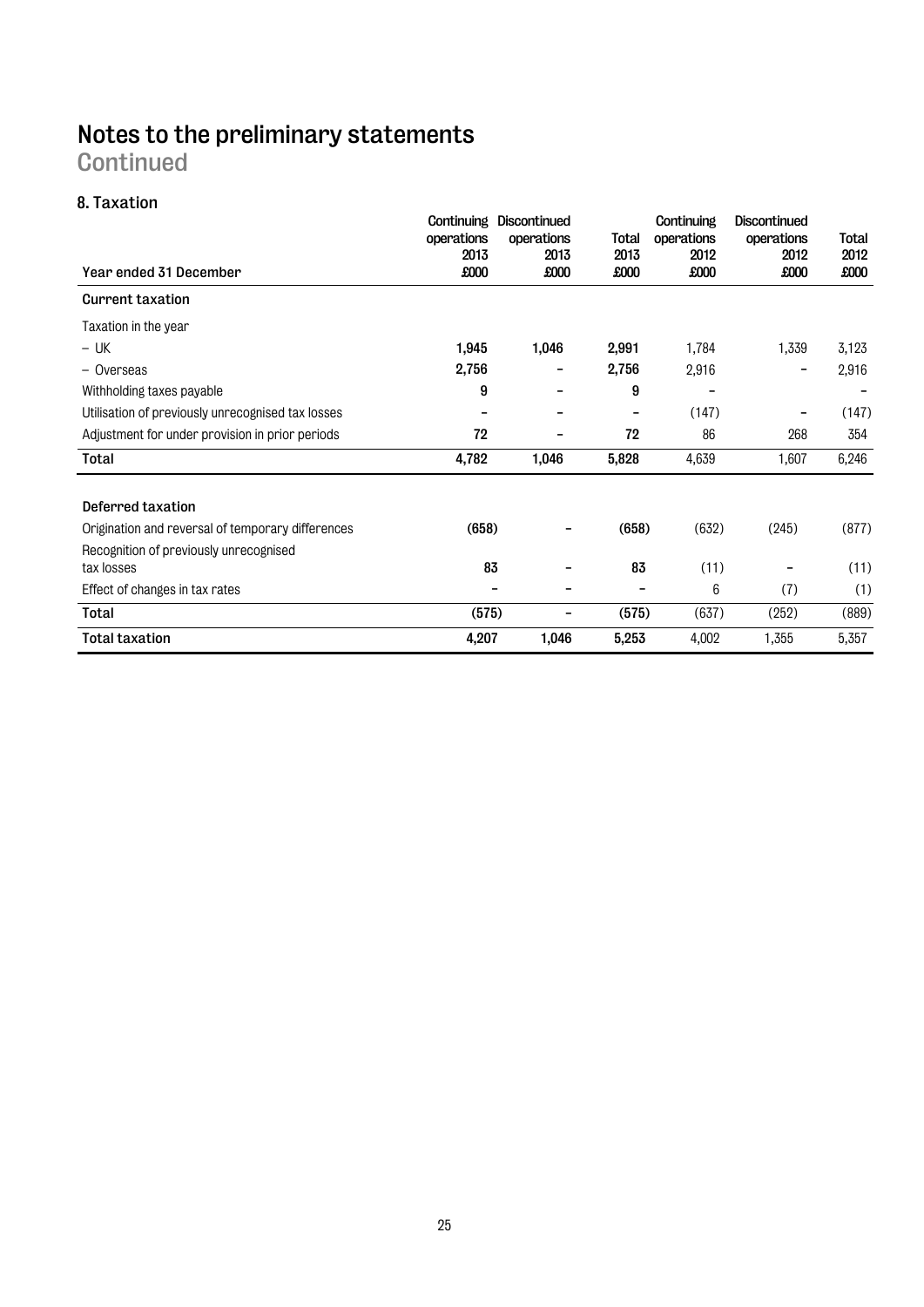# Notes to the preliminary statements
Continued

### 8. Taxation

| Year ended 31 December | Continuing operations 2013 £000 | Discontinued operations 2013 £000 | Total 2013 £000 | Continuing operations 2012 £000 | Discontinued operations 2012 £000 | Total 2012 £000 |
|---|---|---|---|---|---|---|
| **Current taxation** | | | | | | |
| Taxation in the year | | | | | | |
| – UK | **1,945** | **1,046** | **2,991** | 1,784 | 1,339 | 3,123 |
| – Overseas | **2,756** | **–** | **2,756** | 2,916 | – | 2,916 |
| Withholding taxes payable | **9** | **–** | **9** | – | | – |
| Utilisation of previously unrecognised tax losses | **–** | **–** | **–** | (147) | – | (147) |
| Adjustment for under provision in prior periods | **72** | **–** | **72** | 86 | 268 | 354 |
| **Total** | **4,782** | **1,046** | **5,828** | 4,639 | 1,607 | 6,246 |
| **Deferred taxation** | | | | | | |
| Origination and reversal of temporary differences | **(658)** | **–** | **(658)** | (632) | (245) | (877) |
| Recognition of previously unrecognised tax losses | **83** | **–** | **83** | (11) | – | (11) |
| Effect of changes in tax rates | **–** | **–** | **–** | 6 | (7) | (1) |
| **Total** | **(575)** | **–** | **(575)** | (637) | (252) | (889) |
| **Total taxation** | **4,207** | **1,046** | **5,253** | 4,002 | 1,355 | 5,357 |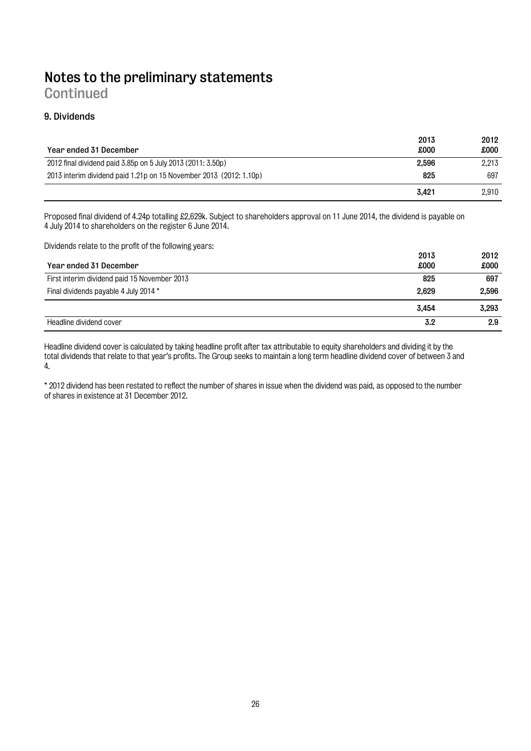# Notes to the preliminary statements

## Continued

### 9. Dividends

| Year ended 31 December | 2013 £000 | 2012 £000 |
|---|---|---|
| 2012 final dividend paid 3.85p on 5 July 2013 (2011: 3.50p) | **2,596** | 2,213 |
| 2013 interim dividend paid 1.21p on 15 November 2013 (2012: 1.10p) | **825** | 697 |
| | **3,421** | 2,910 |

Proposed final dividend of 4.24p totalling £2,629k. Subject to shareholders approval on 11 June 2014, the dividend is payable on 4 July 2014 to shareholders on the register 6 June 2014.

Dividends relate to the profit of the following years:

| Year ended 31 December | 2013 £000 | 2012 £000 |
|---|---|---|
| First interim dividend paid 15 November 2013 | **825** | **697** |
| Final dividends payable 4 July 2014 * | **2,629** | **2,596** |
| | **3,454** | **3,293** |
| Headline dividend cover | **3.2** | **2.9** |

Headline dividend cover is calculated by taking headline profit after tax attributable to equity shareholders and dividing it by the total dividends that relate to that year's profits. The Group seeks to maintain a long term headline dividend cover of between 3 and 4.

* 2012 dividend has been restated to reflect the number of shares in issue when the dividend was paid, as opposed to the number of shares in existence at 31 December 2012.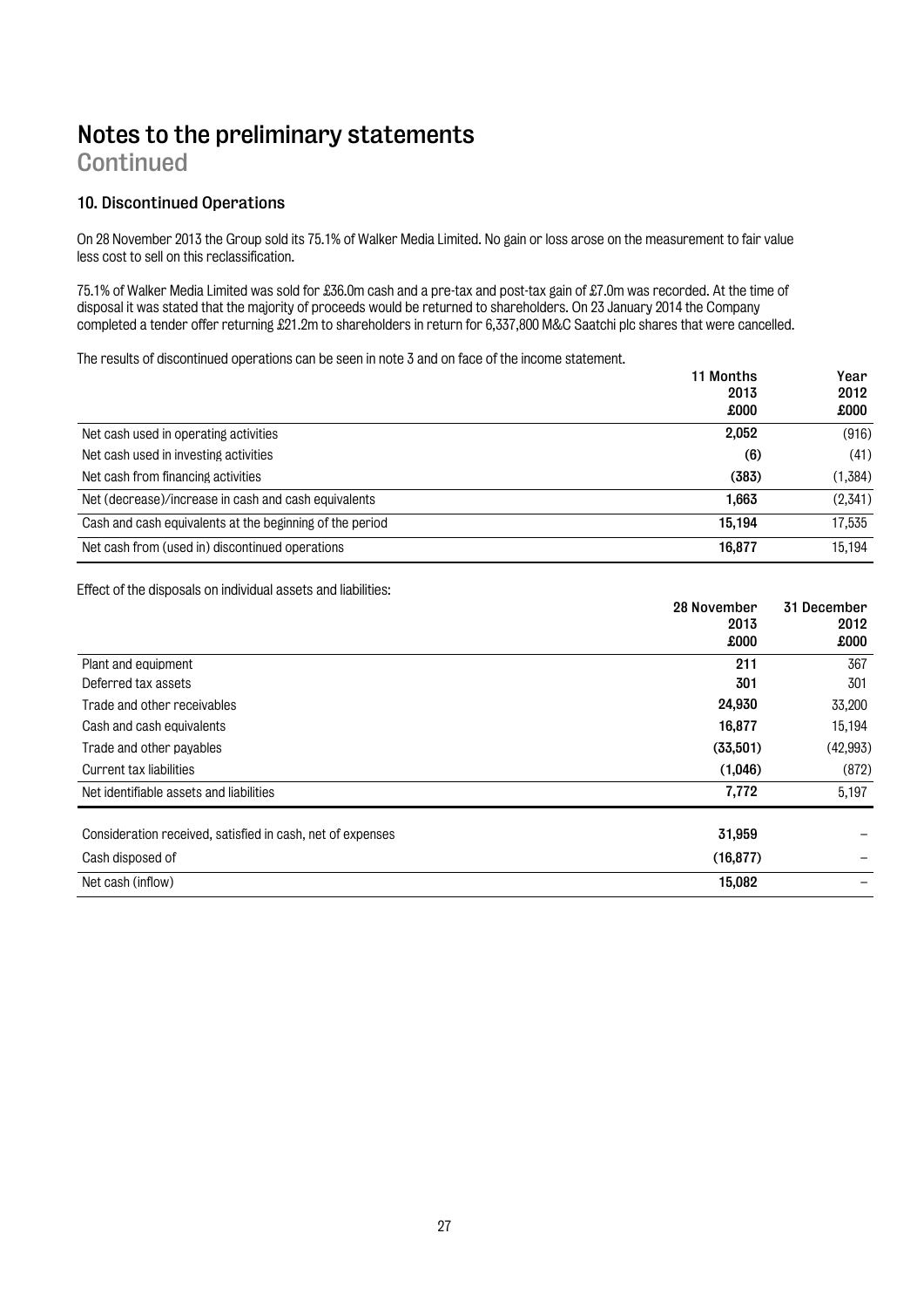# Notes to the preliminary statements
## Continued

### 10. Discontinued Operations

On 28 November 2013 the Group sold its 75.1% of Walker Media Limited. No gain or loss arose on the measurement to fair value less cost to sell on this reclassification.

75.1% of Walker Media Limited was sold for £36.0m cash and a pre-tax and post-tax gain of £7.0m was recorded. At the time of disposal it was stated that the majority of proceeds would be returned to shareholders. On 23 January 2014 the Company completed a tender offer returning £21.2m to shareholders in return for 6,337,800 M&C Saatchi plc shares that were cancelled.

The results of discontinued operations can be seen in note 3 and on face of the income statement.

| | 11 Months 2013 £000 | Year 2012 £000 |
|---|---|---|
| Net cash used in operating activities | 2,052 | (916) |
| Net cash used in investing activities | (6) | (41) |
| Net cash from financing activities | (383) | (1,384) |
| Net (decrease)/increase in cash and cash equivalents | 1,663 | (2,341) |
| Cash and cash equivalents at the beginning of the period | 15,194 | 17,535 |
| Net cash from (used in) discontinued operations | 16,877 | 15,194 |

Effect of the disposals on individual assets and liabilities:

| | 28 November 2013 £000 | 31 December 2012 £000 |
|---|---|---|
| Plant and equipment | 211 | 367 |
| Deferred tax assets | 301 | 301 |
| Trade and other receivables | 24,930 | 33,200 |
| Cash and cash equivalents | 16,877 | 15,194 |
| Trade and other payables | (33,501) | (42,993) |
| Current tax liabilities | (1,046) | (872) |
| Net identifiable assets and liabilities | 7,772 | 5,197 |
| Consideration received, satisfied in cash, net of expenses | 31,959 | – |
| Cash disposed of | (16,877) | – |
| Net cash (inflow) | 15,082 | – |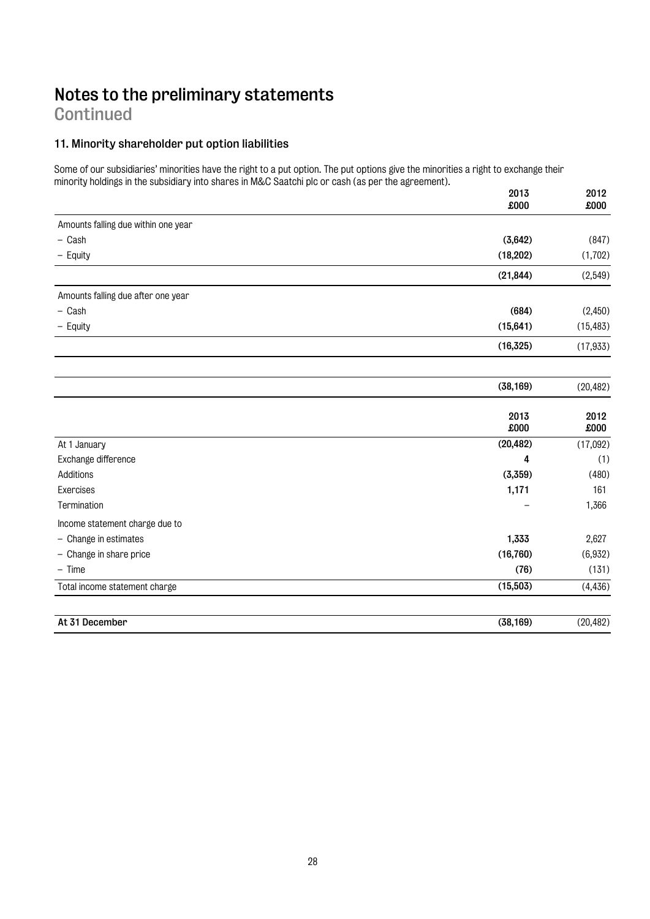# Notes to the preliminary statements

Continued

### 11. Minority shareholder put option liabilities

Some of our subsidiaries' minorities have the right to a put option. The put options give the minorities a right to exchange their minority holdings in the subsidiary into shares in M&C Saatchi plc or cash (as per the agreement).

| | 2013 £000 | 2012 £000 |
|---|---|---|
| Amounts falling due within one year | | |
| – Cash | **(3,642)** | (847) |
| – Equity | **(18,202)** | (1,702) |
| | **(21,844)** | (2,549) |
| Amounts falling due after one year | | |
| – Cash | **(684)** | (2,450) |
| – Equity | **(15,641)** | (15,483) |
| | **(16,325)** | (17,933) |
| | **(38,169)** | (20,482) |

| | 2013 £000 | 2012 £000 |
|---|---|---|
| At 1 January | **(20,482)** | (17,092) |
| Exchange difference | **4** | (1) |
| Additions | **(3,359)** | (480) |
| Exercises | **1,171** | 161 |
| Termination | **–** | 1,366 |
| Income statement charge due to | | |
| – Change in estimates | **1,333** | 2,627 |
| – Change in share price | **(16,760)** | (6,932) |
| – Time | **(76)** | (131) |
| Total income statement charge | **(15,503)** | (4,436) |
| **At 31 December** | **(38,169)** | (20,482) |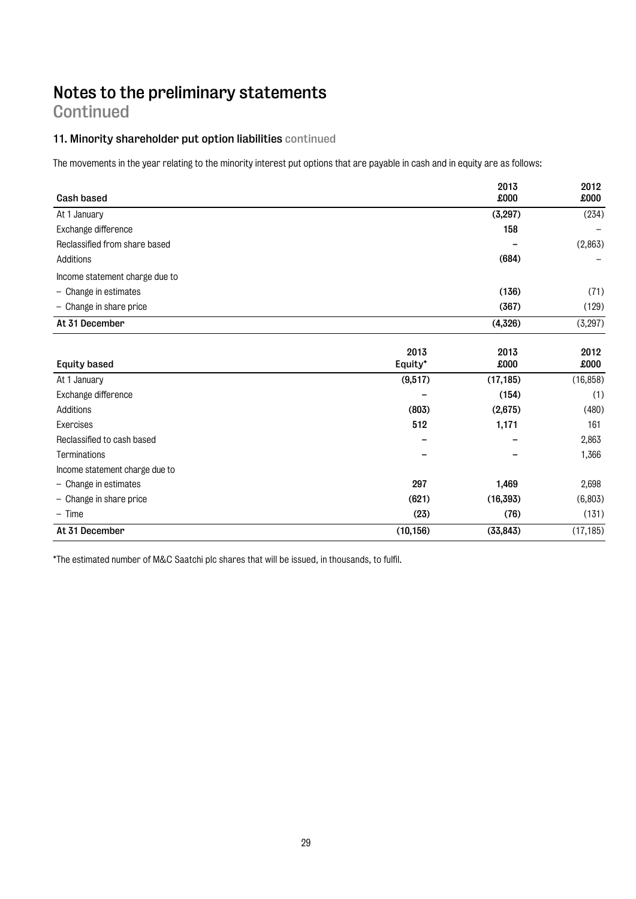# Notes to the preliminary statements

Continued

### 11. Minority shareholder put option liabilities continued

The movements in the year relating to the minority interest put options that are payable in cash and in equity are as follows:

| Cash based | 2013 £000 | 2012 £000 |
|---|---|---|
| At 1 January | (3,297) | (234) |
| Exchange difference | 158 | – |
| Reclassified from share based | – | (2,863) |
| Additions | (684) | – |
| Income statement charge due to | | |
| – Change in estimates | (136) | (71) |
| – Change in share price | (367) | (129) |
| **At 31 December** | **(4,326)** | (3,297) |

| Equity based | 2013 Equity* | 2013 £000 | 2012 £000 |
|---|---|---|---|
| At 1 January | (9,517) | (17,185) | (16,858) |
| Exchange difference | – | (154) | (1) |
| Additions | (803) | (2,675) | (480) |
| Exercises | 512 | 1,171 | 161 |
| Reclassified to cash based | – | – | 2,863 |
| Terminations | – | – | 1,366 |
| Income statement charge due to | | | |
| – Change in estimates | 297 | 1,469 | 2,698 |
| – Change in share price | (621) | (16,393) | (6,803) |
| – Time | (23) | (76) | (131) |
| **At 31 December** | **(10,156)** | **(33,843)** | (17,185) |

*The estimated number of M&C Saatchi plc shares that will be issued, in thousands, to fulfil.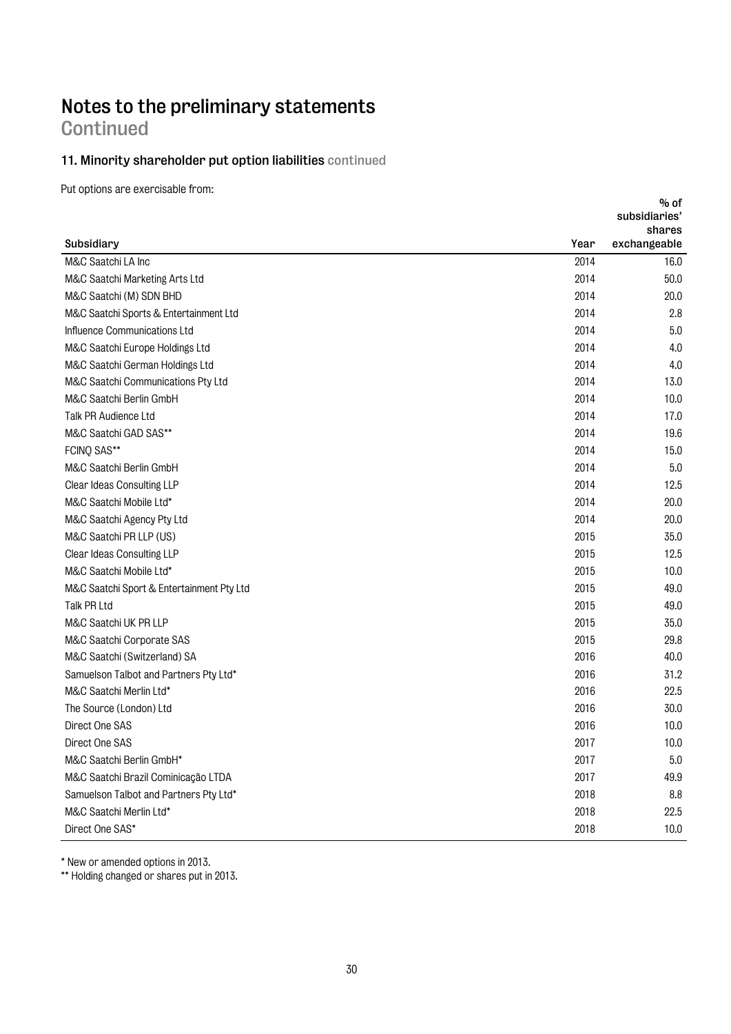# Notes to the preliminary statements
## Continued

### 11. Minority shareholder put option liabilities continued

Put options are exercisable from:

| Subsidiary | Year | % of subsidiaries' shares exchangeable |
|---|---|---|
| M&C Saatchi LA Inc | 2014 | 16.0 |
| M&C Saatchi Marketing Arts Ltd | 2014 | 50.0 |
| M&C Saatchi (M) SDN BHD | 2014 | 20.0 |
| M&C Saatchi Sports & Entertainment Ltd | 2014 | 2.8 |
| Influence Communications Ltd | 2014 | 5.0 |
| M&C Saatchi Europe Holdings Ltd | 2014 | 4.0 |
| M&C Saatchi German Holdings Ltd | 2014 | 4.0 |
| M&C Saatchi Communications Pty Ltd | 2014 | 13.0 |
| M&C Saatchi Berlin GmbH | 2014 | 10.0 |
| Talk PR Audience Ltd | 2014 | 17.0 |
| M&C Saatchi GAD SAS** | 2014 | 19.6 |
| FCINQ SAS** | 2014 | 15.0 |
| M&C Saatchi Berlin GmbH | 2014 | 5.0 |
| Clear Ideas Consulting LLP | 2014 | 12.5 |
| M&C Saatchi Mobile Ltd* | 2014 | 20.0 |
| M&C Saatchi Agency Pty Ltd | 2014 | 20.0 |
| M&C Saatchi PR LLP (US) | 2015 | 35.0 |
| Clear Ideas Consulting LLP | 2015 | 12.5 |
| M&C Saatchi Mobile Ltd* | 2015 | 10.0 |
| M&C Saatchi Sport & Entertainment Pty Ltd | 2015 | 49.0 |
| Talk PR Ltd | 2015 | 49.0 |
| M&C Saatchi UK PR LLP | 2015 | 35.0 |
| M&C Saatchi Corporate SAS | 2015 | 29.8 |
| M&C Saatchi (Switzerland) SA | 2016 | 40.0 |
| Samuelson Talbot and Partners Pty Ltd* | 2016 | 31.2 |
| M&C Saatchi Merlin Ltd* | 2016 | 22.5 |
| The Source (London) Ltd | 2016 | 30.0 |
| Direct One SAS | 2016 | 10.0 |
| Direct One SAS | 2017 | 10.0 |
| M&C Saatchi Berlin GmbH* | 2017 | 5.0 |
| M&C Saatchi Brazil Cominicação LTDA | 2017 | 49.9 |
| Samuelson Talbot and Partners Pty Ltd* | 2018 | 8.8 |
| M&C Saatchi Merlin Ltd* | 2018 | 22.5 |
| Direct One SAS* | 2018 | 10.0 |

\* New or amended options in 2013.

** Holding changed or shares put in 2013.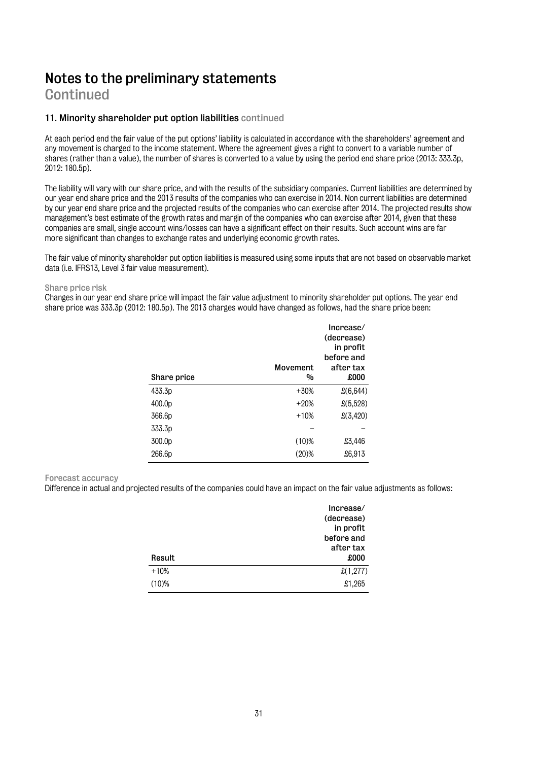# Notes to the preliminary statements

Continued

### 11. Minority shareholder put option liabilities continued

At each period end the fair value of the put options' liability is calculated in accordance with the shareholders' agreement and any movement is charged to the income statement. Where the agreement gives a right to convert to a variable number of shares (rather than a value), the number of shares is converted to a value by using the period end share price (2013: 333.3p, 2012: 180.5p).

The liability will vary with our share price, and with the results of the subsidiary companies. Current liabilities are determined by our year end share price and the 2013 results of the companies who can exercise in 2014. Non current liabilities are determined by our year end share price and the projected results of the companies who can exercise after 2014. The projected results show management's best estimate of the growth rates and margin of the companies who can exercise after 2014, given that these companies are small, single account wins/losses can have a significant effect on their results. Such account wins are far more significant than changes to exchange rates and underlying economic growth rates.

The fair value of minority shareholder put option liabilities is measured using some inputs that are not based on observable market data (i.e. IFRS13, Level 3 fair value measurement).

#### Share price risk

Changes in our year end share price will impact the fair value adjustment to minority shareholder put options. The year end share price was 333.3p (2012: 180.5p). The 2013 charges would have changed as follows, had the share price been:

| Share price | Movement % | Increase/ (decrease) in profit before and after tax £000 |
|---|---|---|
| 433.3p | +30% | £(6,644) |
| 400.0p | +20% | £(5,528) |
| 366.6p | +10% | £(3,420) |
| 333.3p | – | – |
| 300.0p | (10)% | £3,446 |
| 266.6p | (20)% | £6,913 |

#### Forecast accuracy

Difference in actual and projected results of the companies could have an impact on the fair value adjustments as follows:

| Result | Increase/ (decrease) in profit before and after tax £000 |
|---|---|
| +10% | £(1,277) |
| (10)% | £1,265 |